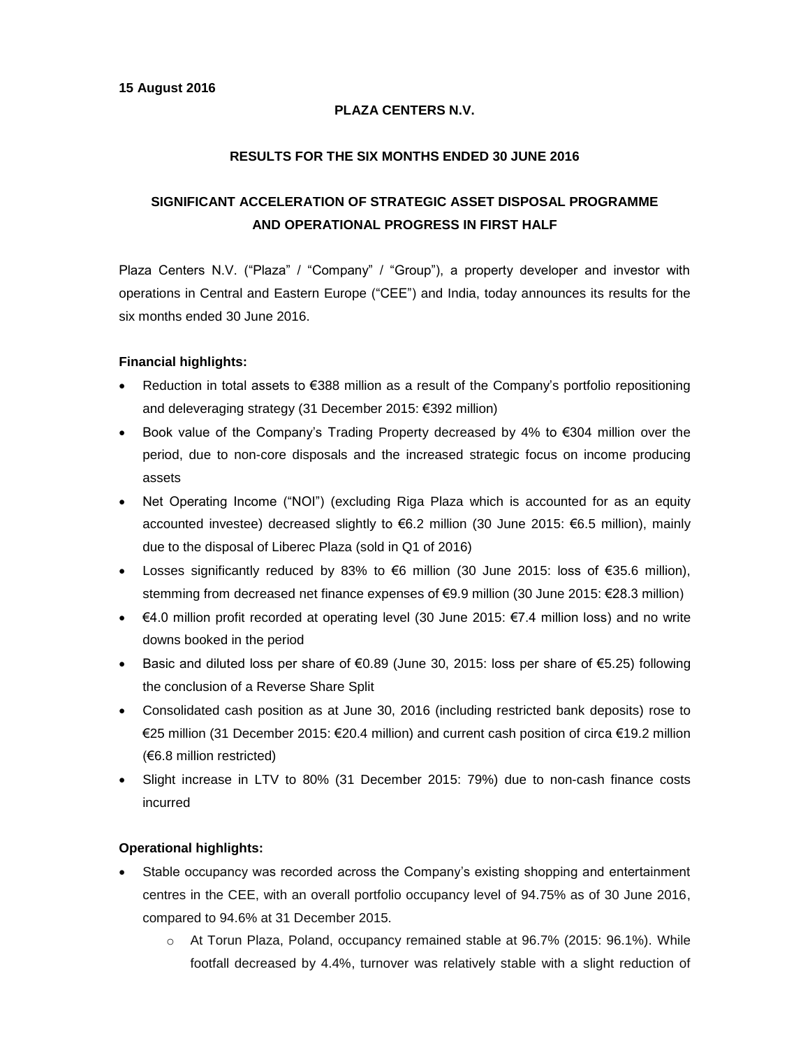**15 August 2016**

**PLAZA CENTERS N.V.**

**RESULTS FOR THE SIX MONTHS ENDED 30 JUNE 2016**

# SIGNIFICANT ACCELERATION OF STRATEGIC ASSET DISPOSAL PROGRAMME AND OPERATIONAL PROGRESS IN FIRST HALF

Plaza Centers N.V. ("Plaza" / "Company" / "Group"), a property developer and investor with operations in Central and Eastern Europe ("CEE") and India, today announces its results for the six months ended 30 June 2016.

**Financial highlights:**

- Reduction in total assets to €388 million as a result of the Company's portfolio repositioning and deleveraging strategy (31 December 2015: €392 million)
- Book value of the Company's Trading Property decreased by 4% to €304 million over the period, due to non-core disposals and the increased strategic focus on income producing assets
- Net Operating Income ("NOI") (excluding Riga Plaza which is accounted for as an equity accounted investee) decreased slightly to €6.2 million (30 June 2015: €6.5 million), mainly due to the disposal of Liberec Plaza (sold in Q1 of 2016)
- Losses significantly reduced by 83% to €6 million (30 June 2015: loss of €35.6 million), stemming from decreased net finance expenses of €9.9 million (30 June 2015: €28.3 million)
- €4.0 million profit recorded at operating level (30 June 2015: €7.4 million loss) and no write downs booked in the period
- Basic and diluted loss per share of €0.89 (June 30, 2015: loss per share of €5.25) following the conclusion of a Reverse Share Split
- Consolidated cash position as at June 30, 2016 (including restricted bank deposits) rose to €25 million (31 December 2015: €20.4 million) and current cash position of circa €19.2 million (€6.8 million restricted)
- Slight increase in LTV to 80% (31 December 2015: 79%) due to non-cash finance costs incurred

**Operational highlights:**

- Stable occupancy was recorded across the Company's existing shopping and entertainment centres in the CEE, with an overall portfolio occupancy level of 94.75% as of 30 June 2016, compared to 94.6% at 31 December 2015.
  - At Torun Plaza, Poland, occupancy remained stable at 96.7% (2015: 96.1%). While footfall decreased by 4.4%, turnover was relatively stable with a slight reduction of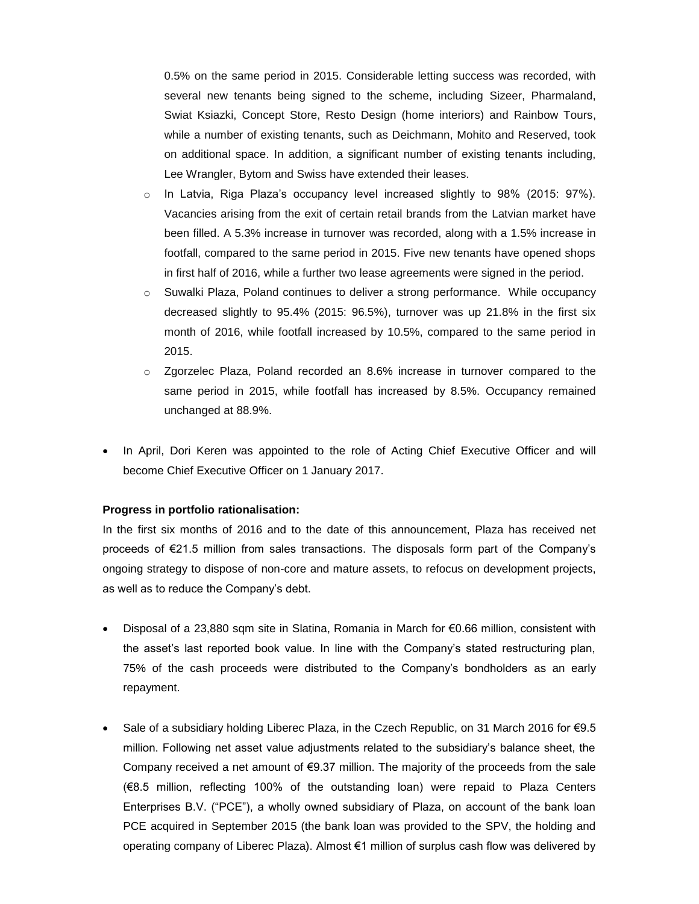0.5% on the same period in 2015. Considerable letting success was recorded, with several new tenants being signed to the scheme, including Sizeer, Pharmaland, Swiat Ksiazki, Concept Store, Resto Design (home interiors) and Rainbow Tours, while a number of existing tenants, such as Deichmann, Mohito and Reserved, took on additional space. In addition, a significant number of existing tenants including, Lee Wrangler, Bytom and Swiss have extended their leases.

- In Latvia, Riga Plaza's occupancy level increased slightly to 98% (2015: 97%). Vacancies arising from the exit of certain retail brands from the Latvian market have been filled. A 5.3% increase in turnover was recorded, along with a 1.5% increase in footfall, compared to the same period in 2015. Five new tenants have opened shops in first half of 2016, while a further two lease agreements were signed in the period.
- Suwalki Plaza, Poland continues to deliver a strong performance. While occupancy decreased slightly to 95.4% (2015: 96.5%), turnover was up 21.8% in the first six month of 2016, while footfall increased by 10.5%, compared to the same period in 2015.
- Zgorzelec Plaza, Poland recorded an 8.6% increase in turnover compared to the same period in 2015, while footfall has increased by 8.5%. Occupancy remained unchanged at 88.9%.

- In April, Dori Keren was appointed to the role of Acting Chief Executive Officer and will become Chief Executive Officer on 1 January 2017.

**Progress in portfolio rationalisation:**

In the first six months of 2016 and to the date of this announcement, Plaza has received net proceeds of €21.5 million from sales transactions. The disposals form part of the Company's ongoing strategy to dispose of non-core and mature assets, to refocus on development projects, as well as to reduce the Company's debt.

- Disposal of a 23,880 sqm site in Slatina, Romania in March for €0.66 million, consistent with the asset's last reported book value. In line with the Company's stated restructuring plan, 75% of the cash proceeds were distributed to the Company's bondholders as an early repayment.

- Sale of a subsidiary holding Liberec Plaza, in the Czech Republic, on 31 March 2016 for €9.5 million. Following net asset value adjustments related to the subsidiary's balance sheet, the Company received a net amount of €9.37 million. The majority of the proceeds from the sale (€8.5 million, reflecting 100% of the outstanding loan) were repaid to Plaza Centers Enterprises B.V. ("PCE"), a wholly owned subsidiary of Plaza, on account of the bank loan PCE acquired in September 2015 (the bank loan was provided to the SPV, the holding and operating company of Liberec Plaza). Almost €1 million of surplus cash flow was delivered by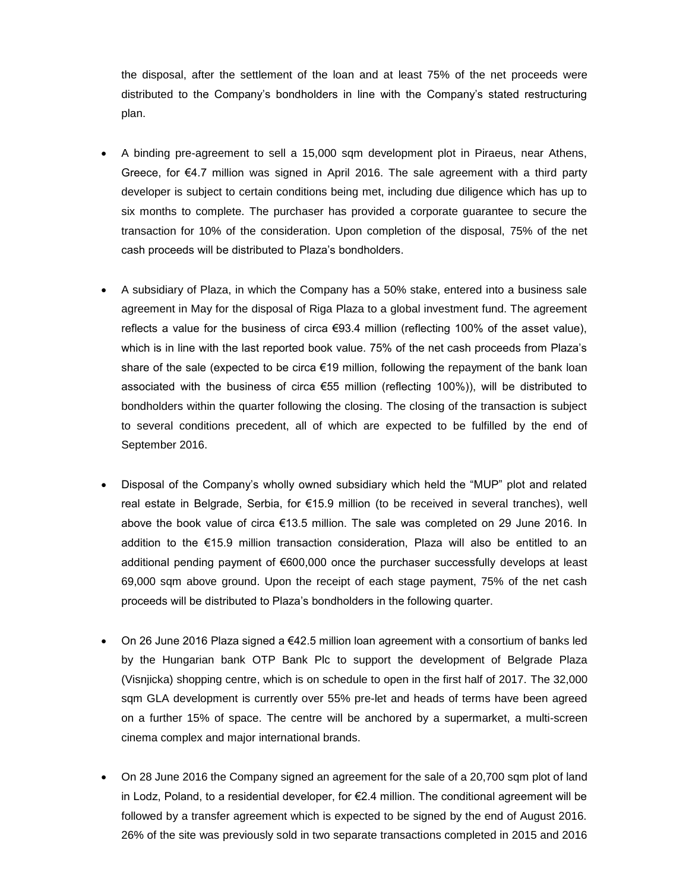the disposal, after the settlement of the loan and at least 75% of the net proceeds were distributed to the Company's bondholders in line with the Company's stated restructuring plan.

- A binding pre-agreement to sell a 15,000 sqm development plot in Piraeus, near Athens, Greece, for €4.7 million was signed in April 2016. The sale agreement with a third party developer is subject to certain conditions being met, including due diligence which has up to six months to complete. The purchaser has provided a corporate guarantee to secure the transaction for 10% of the consideration. Upon completion of the disposal, 75% of the net cash proceeds will be distributed to Plaza's bondholders.

- A subsidiary of Plaza, in which the Company has a 50% stake, entered into a business sale agreement in May for the disposal of Riga Plaza to a global investment fund. The agreement reflects a value for the business of circa €93.4 million (reflecting 100% of the asset value), which is in line with the last reported book value. 75% of the net cash proceeds from Plaza's share of the sale (expected to be circa €19 million, following the repayment of the bank loan associated with the business of circa €55 million (reflecting 100%)), will be distributed to bondholders within the quarter following the closing. The closing of the transaction is subject to several conditions precedent, all of which are expected to be fulfilled by the end of September 2016.

- Disposal of the Company's wholly owned subsidiary which held the "MUP" plot and related real estate in Belgrade, Serbia, for €15.9 million (to be received in several tranches), well above the book value of circa €13.5 million. The sale was completed on 29 June 2016. In addition to the €15.9 million transaction consideration, Plaza will also be entitled to an additional pending payment of €600,000 once the purchaser successfully develops at least 69,000 sqm above ground. Upon the receipt of each stage payment, 75% of the net cash proceeds will be distributed to Plaza's bondholders in the following quarter.

- On 26 June 2016 Plaza signed a €42.5 million loan agreement with a consortium of banks led by the Hungarian bank OTP Bank Plc to support the development of Belgrade Plaza (Visnjicka) shopping centre, which is on schedule to open in the first half of 2017. The 32,000 sqm GLA development is currently over 55% pre-let and heads of terms have been agreed on a further 15% of space. The centre will be anchored by a supermarket, a multi-screen cinema complex and major international brands.

- On 28 June 2016 the Company signed an agreement for the sale of a 20,700 sqm plot of land in Lodz, Poland, to a residential developer, for €2.4 million. The conditional agreement will be followed by a transfer agreement which is expected to be signed by the end of August 2016. 26% of the site was previously sold in two separate transactions completed in 2015 and 2016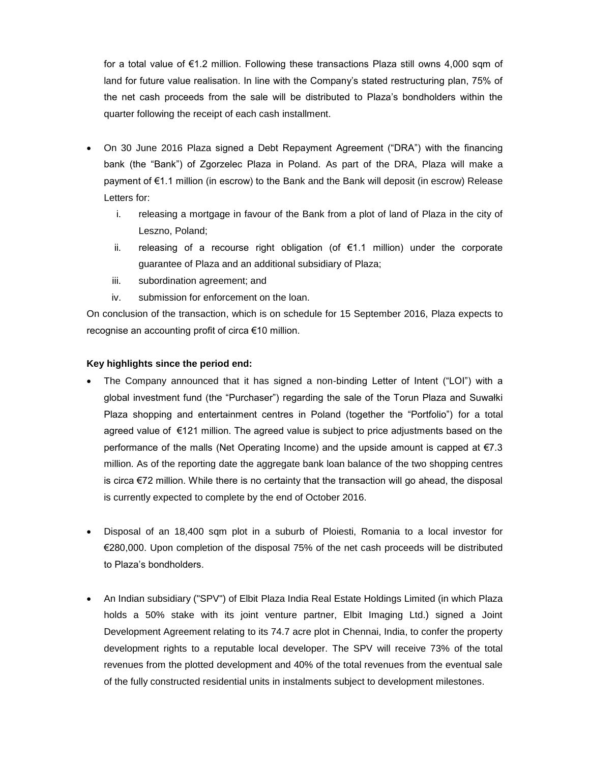for a total value of €1.2 million. Following these transactions Plaza still owns 4,000 sqm of land for future value realisation. In line with the Company's stated restructuring plan, 75% of the net cash proceeds from the sale will be distributed to Plaza's bondholders within the quarter following the receipt of each cash installment.

- On 30 June 2016 Plaza signed a Debt Repayment Agreement ("DRA") with the financing bank (the "Bank") of Zgorzelec Plaza in Poland. As part of the DRA, Plaza will make a payment of €1.1 million (in escrow) to the Bank and the Bank will deposit (in escrow) Release Letters for:
  i. releasing a mortgage in favour of the Bank from a plot of land of Plaza in the city of Leszno, Poland;
  ii. releasing of a recourse right obligation (of €1.1 million) under the corporate guarantee of Plaza and an additional subsidiary of Plaza;
  iii. subordination agreement; and
  iv. submission for enforcement on the loan.

On conclusion of the transaction, which is on schedule for 15 September 2016, Plaza expects to recognise an accounting profit of circa €10 million.

**Key highlights since the period end:**

- The Company announced that it has signed a non-binding Letter of Intent ("LOI") with a global investment fund (the "Purchaser") regarding the sale of the Torun Plaza and Suwałki Plaza shopping and entertainment centres in Poland (together the "Portfolio") for a total agreed value of €121 million. The agreed value is subject to price adjustments based on the performance of the malls (Net Operating Income) and the upside amount is capped at €7.3 million. As of the reporting date the aggregate bank loan balance of the two shopping centres is circa €72 million. While there is no certainty that the transaction will go ahead, the disposal is currently expected to complete by the end of October 2016.

- Disposal of an 18,400 sqm plot in a suburb of Ploiesti, Romania to a local investor for €280,000. Upon completion of the disposal 75% of the net cash proceeds will be distributed to Plaza's bondholders.

- An Indian subsidiary ("SPV") of Elbit Plaza India Real Estate Holdings Limited (in which Plaza holds a 50% stake with its joint venture partner, Elbit Imaging Ltd.) signed a Joint Development Agreement relating to its 74.7 acre plot in Chennai, India, to confer the property development rights to a reputable local developer. The SPV will receive 73% of the total revenues from the plotted development and 40% of the total revenues from the eventual sale of the fully constructed residential units in instalments subject to development milestones.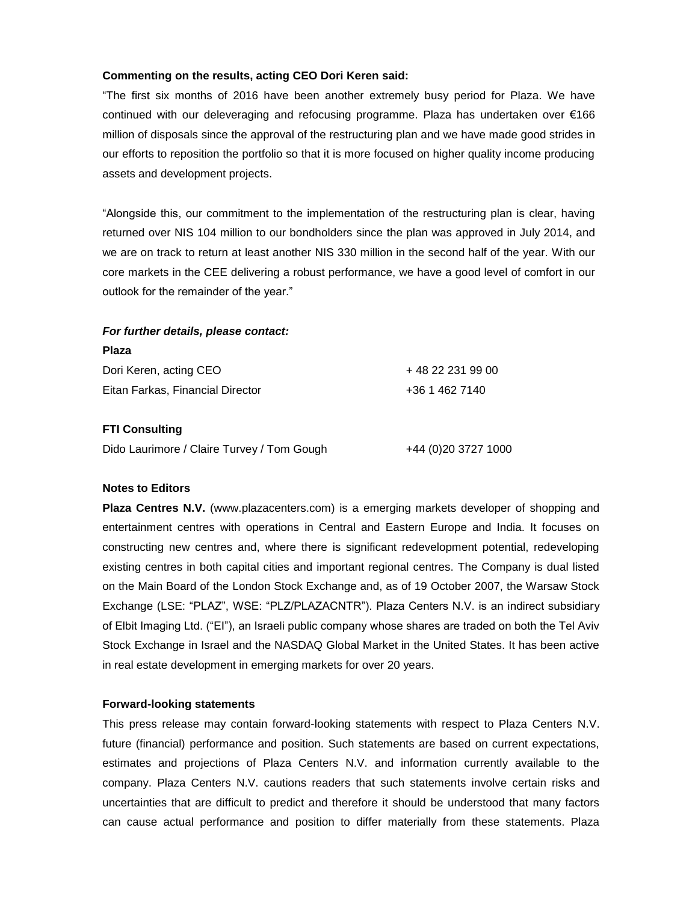**Commenting on the results, acting CEO Dori Keren said:**

"The first six months of 2016 have been another extremely busy period for Plaza. We have continued with our deleveraging and refocusing programme. Plaza has undertaken over €166 million of disposals since the approval of the restructuring plan and we have made good strides in our efforts to reposition the portfolio so that it is more focused on higher quality income producing assets and development projects.

"Alongside this, our commitment to the implementation of the restructuring plan is clear, having returned over NIS 104 million to our bondholders since the plan was approved in July 2014, and we are on track to return at least another NIS 330 million in the second half of the year. With our core markets in the CEE delivering a robust performance, we have a good level of comfort in our outlook for the remainder of the year."

***For further details, please contact:***

**Plaza**

| | |
|---|---|
| Dori Keren, acting CEO | + 48 22 231 99 00 |
| Eitan Farkas, Financial Director | +36 1 462 7140 |

**FTI Consulting**

| | |
|---|---|
| Dido Laurimore / Claire Turvey / Tom Gough | +44 (0)20 3727 1000 |

**Notes to Editors**

**Plaza Centres N.V.** (www.plazacenters.com) is a emerging markets developer of shopping and entertainment centres with operations in Central and Eastern Europe and India. It focuses on constructing new centres and, where there is significant redevelopment potential, redeveloping existing centres in both capital cities and important regional centres. The Company is dual listed on the Main Board of the London Stock Exchange and, as of 19 October 2007, the Warsaw Stock Exchange (LSE: "PLAZ", WSE: "PLZ/PLAZACNTR"). Plaza Centers N.V. is an indirect subsidiary of Elbit Imaging Ltd. ("EI"), an Israeli public company whose shares are traded on both the Tel Aviv Stock Exchange in Israel and the NASDAQ Global Market in the United States. It has been active in real estate development in emerging markets for over 20 years.

**Forward-looking statements**

This press release may contain forward-looking statements with respect to Plaza Centers N.V. future (financial) performance and position. Such statements are based on current expectations, estimates and projections of Plaza Centers N.V. and information currently available to the company. Plaza Centers N.V. cautions readers that such statements involve certain risks and uncertainties that are difficult to predict and therefore it should be understood that many factors can cause actual performance and position to differ materially from these statements. Plaza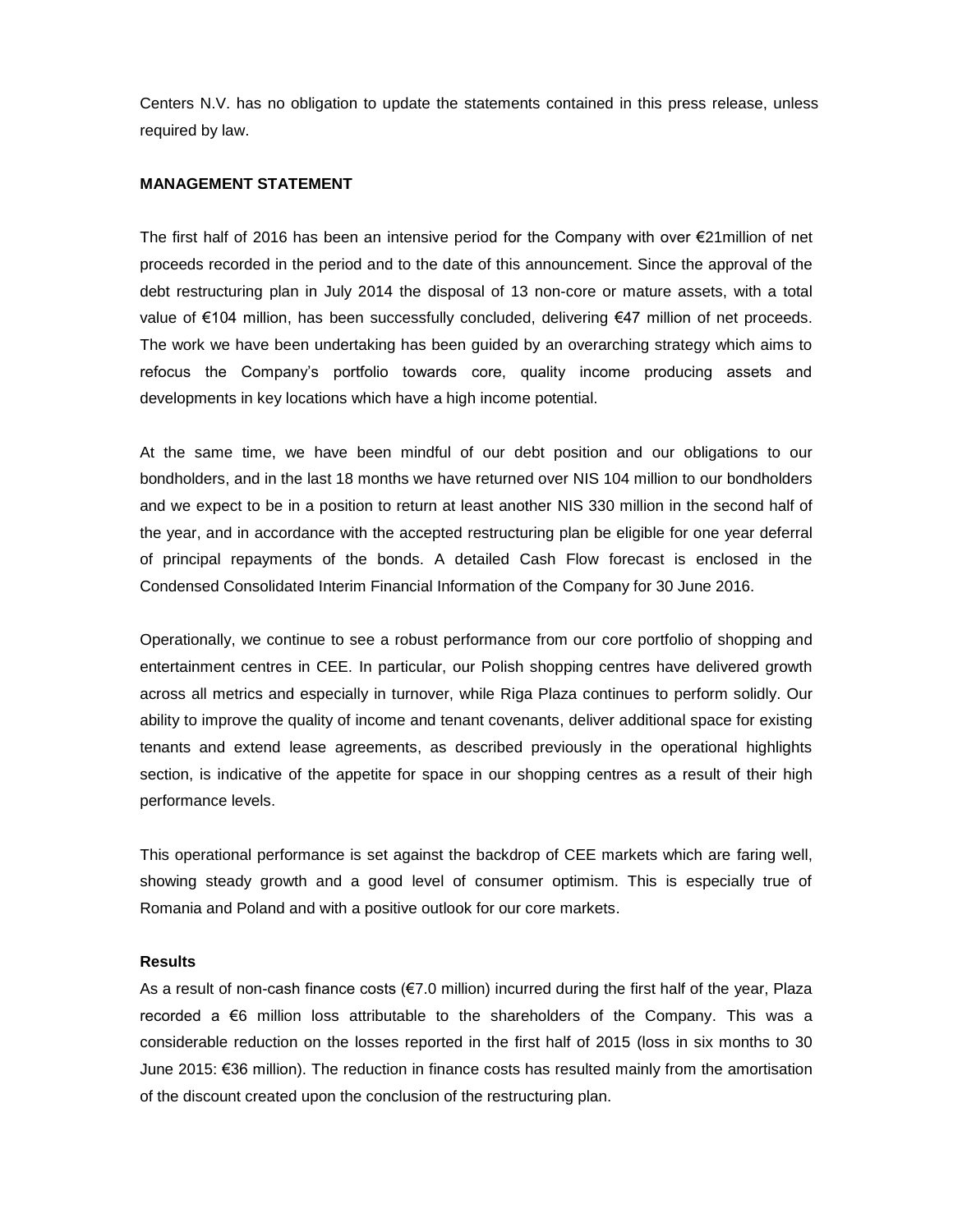Centers N.V. has no obligation to update the statements contained in this press release, unless required by law.

**MANAGEMENT STATEMENT**

The first half of 2016 has been an intensive period for the Company with over €21million of net proceeds recorded in the period and to the date of this announcement. Since the approval of the debt restructuring plan in July 2014 the disposal of 13 non-core or mature assets, with a total value of €104 million, has been successfully concluded, delivering €47 million of net proceeds. The work we have been undertaking has been guided by an overarching strategy which aims to refocus the Company's portfolio towards core, quality income producing assets and developments in key locations which have a high income potential.

At the same time, we have been mindful of our debt position and our obligations to our bondholders, and in the last 18 months we have returned over NIS 104 million to our bondholders and we expect to be in a position to return at least another NIS 330 million in the second half of the year, and in accordance with the accepted restructuring plan be eligible for one year deferral of principal repayments of the bonds. A detailed Cash Flow forecast is enclosed in the Condensed Consolidated Interim Financial Information of the Company for 30 June 2016.

Operationally, we continue to see a robust performance from our core portfolio of shopping and entertainment centres in CEE. In particular, our Polish shopping centres have delivered growth across all metrics and especially in turnover, while Riga Plaza continues to perform solidly. Our ability to improve the quality of income and tenant covenants, deliver additional space for existing tenants and extend lease agreements, as described previously in the operational highlights section, is indicative of the appetite for space in our shopping centres as a result of their high performance levels.

This operational performance is set against the backdrop of CEE markets which are faring well, showing steady growth and a good level of consumer optimism. This is especially true of Romania and Poland and with a positive outlook for our core markets.

**Results**

As a result of non-cash finance costs (€7.0 million) incurred during the first half of the year, Plaza recorded a €6 million loss attributable to the shareholders of the Company. This was a considerable reduction on the losses reported in the first half of 2015 (loss in six months to 30 June 2015: €36 million). The reduction in finance costs has resulted mainly from the amortisation of the discount created upon the conclusion of the restructuring plan.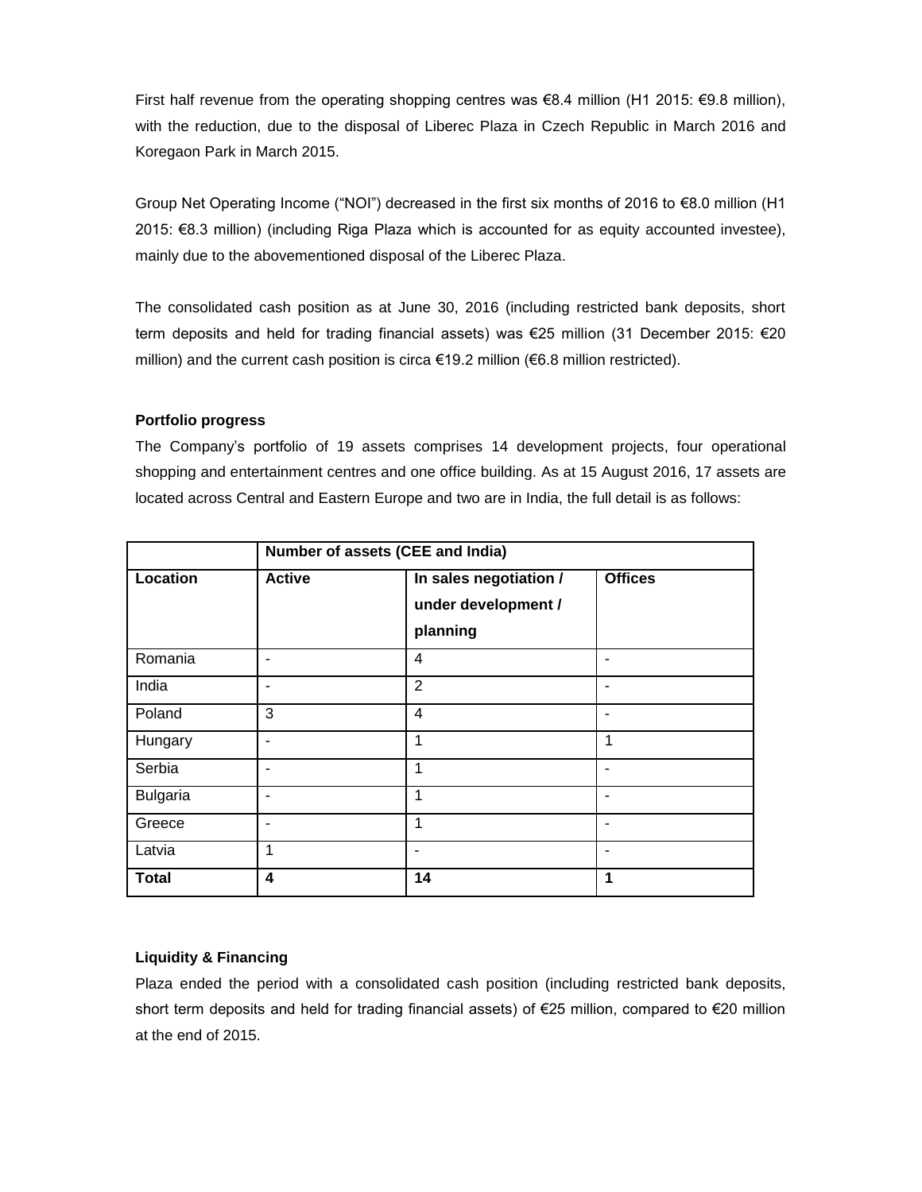First half revenue from the operating shopping centres was €8.4 million (H1 2015: €9.8 million), with the reduction, due to the disposal of Liberec Plaza in Czech Republic in March 2016 and Koregaon Park in March 2015.

Group Net Operating Income ("NOI") decreased in the first six months of 2016 to €8.0 million (H1 2015: €8.3 million) (including Riga Plaza which is accounted for as equity accounted investee), mainly due to the abovementioned disposal of the Liberec Plaza.

The consolidated cash position as at June 30, 2016 (including restricted bank deposits, short term deposits and held for trading financial assets) was €25 million (31 December 2015: €20 million) and the current cash position is circa €19.2 million (€6.8 million restricted).

**Portfolio progress**

The Company's portfolio of 19 assets comprises 14 development projects, four operational shopping and entertainment centres and one office building. As at 15 August 2016, 17 assets are located across Central and Eastern Europe and two are in India, the full detail is as follows:

| | **Number of assets (CEE and India)** | | |
|---|---|---|---|
| **Location** | **Active** | **In sales negotiation / under development / planning** | **Offices** |
| Romania | - | 4 | - |
| India | - | 2 | - |
| Poland | 3 | 4 | - |
| Hungary | - | 1 | 1 |
| Serbia | - | 1 | - |
| Bulgaria | - | 1 | - |
| Greece | - | 1 | - |
| Latvia | 1 | - | - |
| **Total** | **4** | **14** | **1** |

**Liquidity & Financing**

Plaza ended the period with a consolidated cash position (including restricted bank deposits, short term deposits and held for trading financial assets) of €25 million, compared to €20 million at the end of 2015.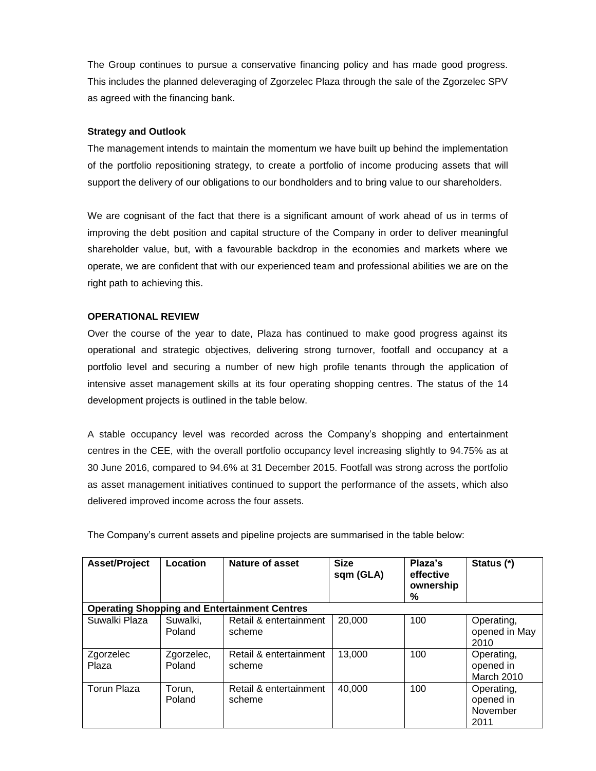The Group continues to pursue a conservative financing policy and has made good progress. This includes the planned deleveraging of Zgorzelec Plaza through the sale of the Zgorzelec SPV as agreed with the financing bank.

**Strategy and Outlook**

The management intends to maintain the momentum we have built up behind the implementation of the portfolio repositioning strategy, to create a portfolio of income producing assets that will support the delivery of our obligations to our bondholders and to bring value to our shareholders.

We are cognisant of the fact that there is a significant amount of work ahead of us in terms of improving the debt position and capital structure of the Company in order to deliver meaningful shareholder value, but, with a favourable backdrop in the economies and markets where we operate, we are confident that with our experienced team and professional abilities we are on the right path to achieving this.

**OPERATIONAL REVIEW**

Over the course of the year to date, Plaza has continued to make good progress against its operational and strategic objectives, delivering strong turnover, footfall and occupancy at a portfolio level and securing a number of new high profile tenants through the application of intensive asset management skills at its four operating shopping centres. The status of the 14 development projects is outlined in the table below.

A stable occupancy level was recorded across the Company's shopping and entertainment centres in the CEE, with the overall portfolio occupancy level increasing slightly to 94.75% as at 30 June 2016, compared to 94.6% at 31 December 2015. Footfall was strong across the portfolio as asset management initiatives continued to support the performance of the assets, which also delivered improved income across the four assets.

The Company's current assets and pipeline projects are summarised in the table below:

| Asset/Project | Location | Nature of asset | Size sqm (GLA) | Plaza's effective ownership % | Status (*) |
|---|---|---|---|---|---|
| **Operating Shopping and Entertainment Centres** | | | | | |
| Suwalki Plaza | Suwalki, Poland | Retail & entertainment scheme | 20,000 | 100 | Operating, opened in May 2010 |
| Zgorzelec Plaza | Zgorzelec, Poland | Retail & entertainment scheme | 13,000 | 100 | Operating, opened in March 2010 |
| Torun Plaza | Torun, Poland | Retail & entertainment scheme | 40,000 | 100 | Operating, opened in November 2011 |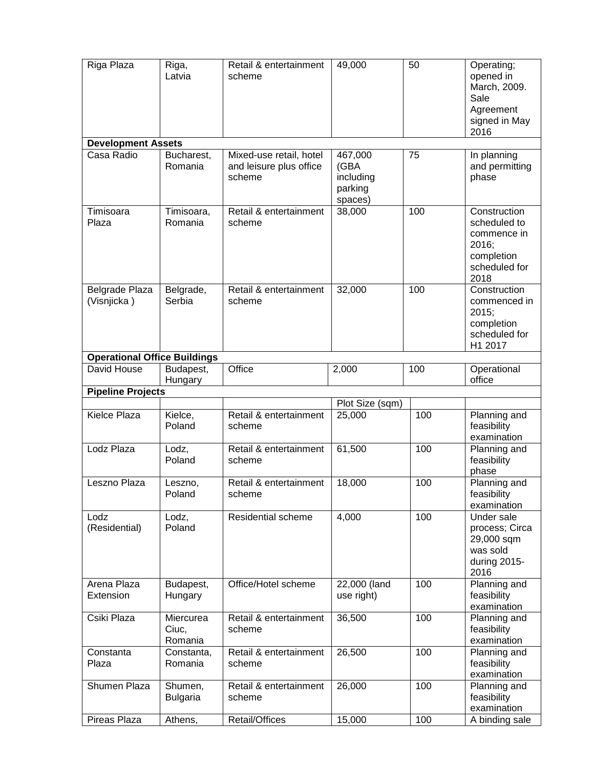| | | | | | |
|---|---|---|---|---|---|
| Riga Plaza | Riga, Latvia | Retail & entertainment scheme | 49,000 | 50 | Operating; opened in March, 2009. Sale Agreement signed in May 2016 |
| **Development Assets** | | | | | |
| Casa Radio | Bucharest, Romania | Mixed-use retail, hotel and leisure plus office scheme | 467,000 (GBA including parking spaces) | 75 | In planning and permitting phase |
| Timisoara Plaza | Timisoara, Romania | Retail & entertainment scheme | 38,000 | 100 | Construction scheduled to commence in 2016; completion scheduled for 2018 |
| Belgrade Plaza (Visnjicka ) | Belgrade, Serbia | Retail & entertainment scheme | 32,000 | 100 | Construction commenced in 2015; completion scheduled for H1 2017 |
| **Operational Office Buildings** | | | | | |
| David House | Budapest, Hungary | Office | 2,000 | 100 | Operational office |
| **Pipeline Projects** | | | | | |
| | | | Plot Size (sqm) | | |
| Kielce Plaza | Kielce, Poland | Retail & entertainment scheme | 25,000 | 100 | Planning and feasibility examination |
| Lodz Plaza | Lodz, Poland | Retail & entertainment scheme | 61,500 | 100 | Planning and feasibility phase |
| Leszno Plaza | Leszno, Poland | Retail & entertainment scheme | 18,000 | 100 | Planning and feasibility examination |
| Lodz (Residential) | Lodz, Poland | Residential scheme | 4,000 | 100 | Under sale process; Circa 29,000 sqm was sold during 2015-2016 |
| Arena Plaza Extension | Budapest, Hungary | Office/Hotel scheme | 22,000 (land use right) | 100 | Planning and feasibility examination |
| Csiki Plaza | Miercurea Ciuc, Romania | Retail & entertainment scheme | 36,500 | 100 | Planning and feasibility examination |
| Constanta Plaza | Constanta, Romania | Retail & entertainment scheme | 26,500 | 100 | Planning and feasibility examination |
| Shumen Plaza | Shumen, Bulgaria | Retail & entertainment scheme | 26,000 | 100 | Planning and feasibility examination |
| Pireas Plaza | Athens, | Retail/Offices | 15,000 | 100 | A binding sale |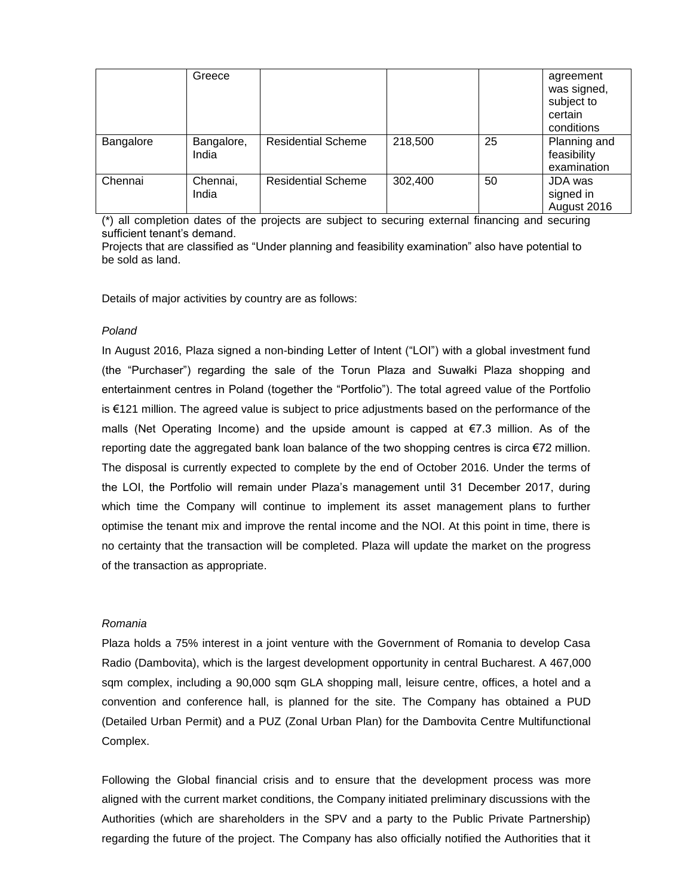| | | | | | |
|---|---|---|---|---|---|
| | Greece | | | | agreement was signed, subject to certain conditions |
| Bangalore | Bangalore, India | Residential Scheme | 218,500 | 25 | Planning and feasibility examination |
| Chennai | Chennai, India | Residential Scheme | 302,400 | 50 | JDA was signed in August 2016 |

(*) all completion dates of the projects are subject to securing external financing and securing sufficient tenant's demand.

Projects that are classified as "Under planning and feasibility examination" also have potential to be sold as land.

Details of major activities by country are as follows:

*Poland*

In August 2016, Plaza signed a non-binding Letter of Intent ("LOI") with a global investment fund (the "Purchaser") regarding the sale of the Torun Plaza and Suwałki Plaza shopping and entertainment centres in Poland (together the "Portfolio"). The total agreed value of the Portfolio is €121 million. The agreed value is subject to price adjustments based on the performance of the malls (Net Operating Income) and the upside amount is capped at €7.3 million. As of the reporting date the aggregated bank loan balance of the two shopping centres is circa €72 million. The disposal is currently expected to complete by the end of October 2016. Under the terms of the LOI, the Portfolio will remain under Plaza's management until 31 December 2017, during which time the Company will continue to implement its asset management plans to further optimise the tenant mix and improve the rental income and the NOI. At this point in time, there is no certainty that the transaction will be completed. Plaza will update the market on the progress of the transaction as appropriate.

*Romania*

Plaza holds a 75% interest in a joint venture with the Government of Romania to develop Casa Radio (Dambovita), which is the largest development opportunity in central Bucharest. A 467,000 sqm complex, including a 90,000 sqm GLA shopping mall, leisure centre, offices, a hotel and a convention and conference hall, is planned for the site. The Company has obtained a PUD (Detailed Urban Permit) and a PUZ (Zonal Urban Plan) for the Dambovita Centre Multifunctional Complex.

Following the Global financial crisis and to ensure that the development process was more aligned with the current market conditions, the Company initiated preliminary discussions with the Authorities (which are shareholders in the SPV and a party to the Public Private Partnership) regarding the future of the project. The Company has also officially notified the Authorities that it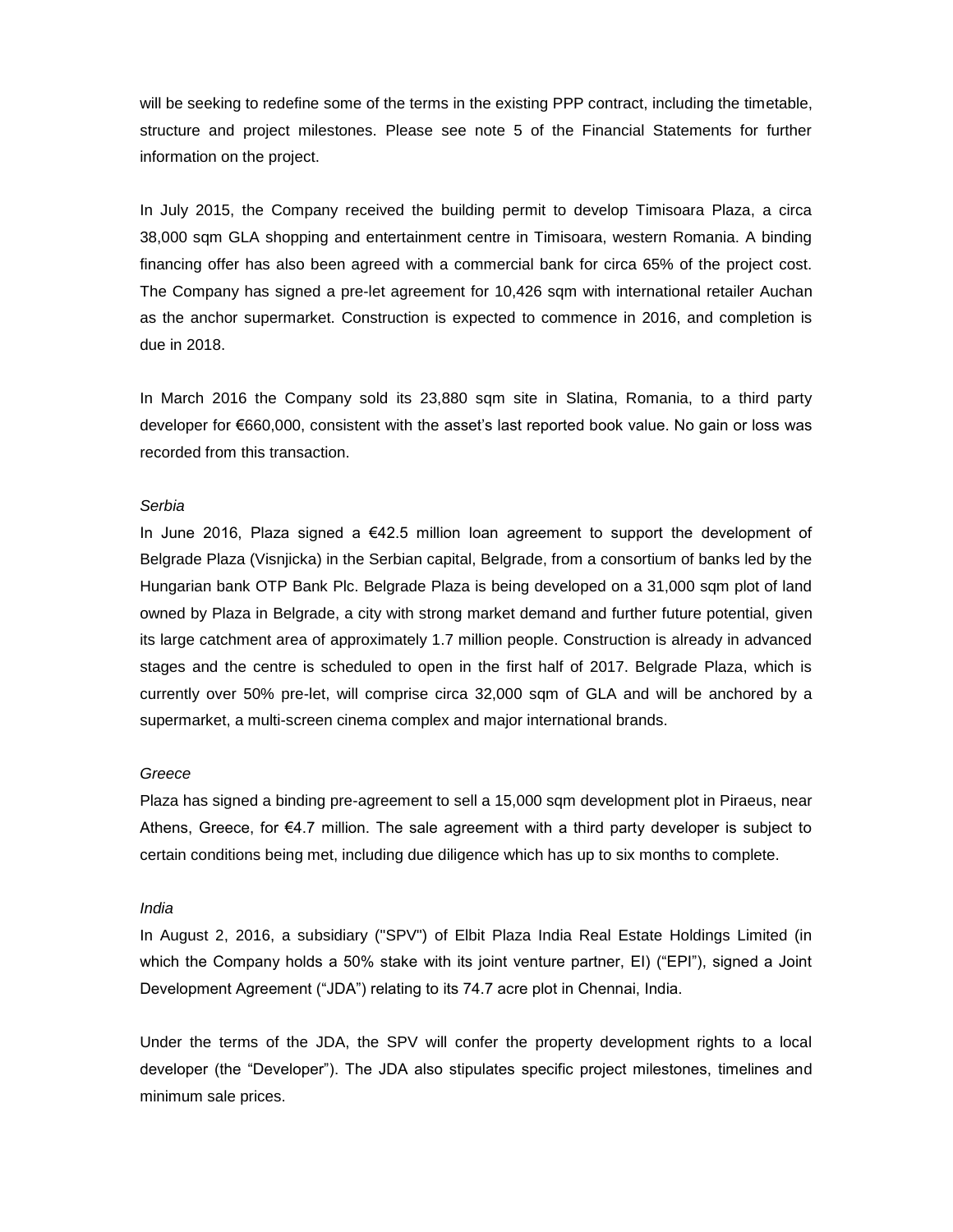will be seeking to redefine some of the terms in the existing PPP contract, including the timetable, structure and project milestones. Please see note 5 of the Financial Statements for further information on the project.

In July 2015, the Company received the building permit to develop Timisoara Plaza, a circa 38,000 sqm GLA shopping and entertainment centre in Timisoara, western Romania. A binding financing offer has also been agreed with a commercial bank for circa 65% of the project cost. The Company has signed a pre-let agreement for 10,426 sqm with international retailer Auchan as the anchor supermarket. Construction is expected to commence in 2016, and completion is due in 2018.

In March 2016 the Company sold its 23,880 sqm site in Slatina, Romania, to a third party developer for €660,000, consistent with the asset's last reported book value. No gain or loss was recorded from this transaction.

*Serbia*

In June 2016, Plaza signed a €42.5 million loan agreement to support the development of Belgrade Plaza (Visnjicka) in the Serbian capital, Belgrade, from a consortium of banks led by the Hungarian bank OTP Bank Plc. Belgrade Plaza is being developed on a 31,000 sqm plot of land owned by Plaza in Belgrade, a city with strong market demand and further future potential, given its large catchment area of approximately 1.7 million people. Construction is already in advanced stages and the centre is scheduled to open in the first half of 2017. Belgrade Plaza, which is currently over 50% pre-let, will comprise circa 32,000 sqm of GLA and will be anchored by a supermarket, a multi-screen cinema complex and major international brands.

*Greece*

Plaza has signed a binding pre-agreement to sell a 15,000 sqm development plot in Piraeus, near Athens, Greece, for €4.7 million. The sale agreement with a third party developer is subject to certain conditions being met, including due diligence which has up to six months to complete.

*India*

In August 2, 2016, a subsidiary ("SPV") of Elbit Plaza India Real Estate Holdings Limited (in which the Company holds a 50% stake with its joint venture partner, EI) ("EPI"), signed a Joint Development Agreement ("JDA") relating to its 74.7 acre plot in Chennai, India.

Under the terms of the JDA, the SPV will confer the property development rights to a local developer (the "Developer"). The JDA also stipulates specific project milestones, timelines and minimum sale prices.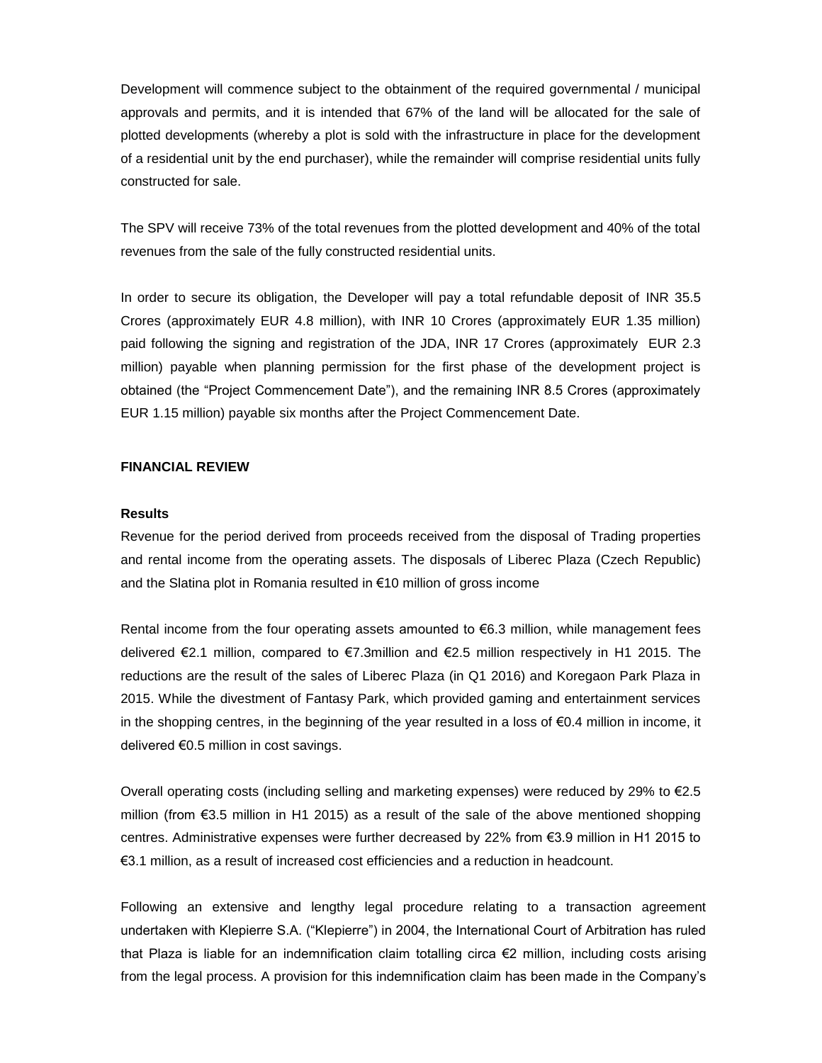Development will commence subject to the obtainment of the required governmental / municipal approvals and permits, and it is intended that 67% of the land will be allocated for the sale of plotted developments (whereby a plot is sold with the infrastructure in place for the development of a residential unit by the end purchaser), while the remainder will comprise residential units fully constructed for sale.

The SPV will receive 73% of the total revenues from the plotted development and 40% of the total revenues from the sale of the fully constructed residential units.

In order to secure its obligation, the Developer will pay a total refundable deposit of INR 35.5 Crores (approximately EUR 4.8 million), with INR 10 Crores (approximately EUR 1.35 million) paid following the signing and registration of the JDA, INR 17 Crores (approximately EUR 2.3 million) payable when planning permission for the first phase of the development project is obtained (the "Project Commencement Date"), and the remaining INR 8.5 Crores (approximately EUR 1.15 million) payable six months after the Project Commencement Date.

## FINANCIAL REVIEW

### Results

Revenue for the period derived from proceeds received from the disposal of Trading properties and rental income from the operating assets. The disposals of Liberec Plaza (Czech Republic) and the Slatina plot in Romania resulted in €10 million of gross income

Rental income from the four operating assets amounted to €6.3 million, while management fees delivered €2.1 million, compared to €7.3million and €2.5 million respectively in H1 2015. The reductions are the result of the sales of Liberec Plaza (in Q1 2016) and Koregaon Park Plaza in 2015. While the divestment of Fantasy Park, which provided gaming and entertainment services in the shopping centres, in the beginning of the year resulted in a loss of €0.4 million in income, it delivered €0.5 million in cost savings.

Overall operating costs (including selling and marketing expenses) were reduced by 29% to €2.5 million (from €3.5 million in H1 2015) as a result of the sale of the above mentioned shopping centres. Administrative expenses were further decreased by 22% from €3.9 million in H1 2015 to €3.1 million, as a result of increased cost efficiencies and a reduction in headcount.

Following an extensive and lengthy legal procedure relating to a transaction agreement undertaken with Klepierre S.A. ("Klepierre") in 2004, the International Court of Arbitration has ruled that Plaza is liable for an indemnification claim totalling circa €2 million, including costs arising from the legal process. A provision for this indemnification claim has been made in the Company's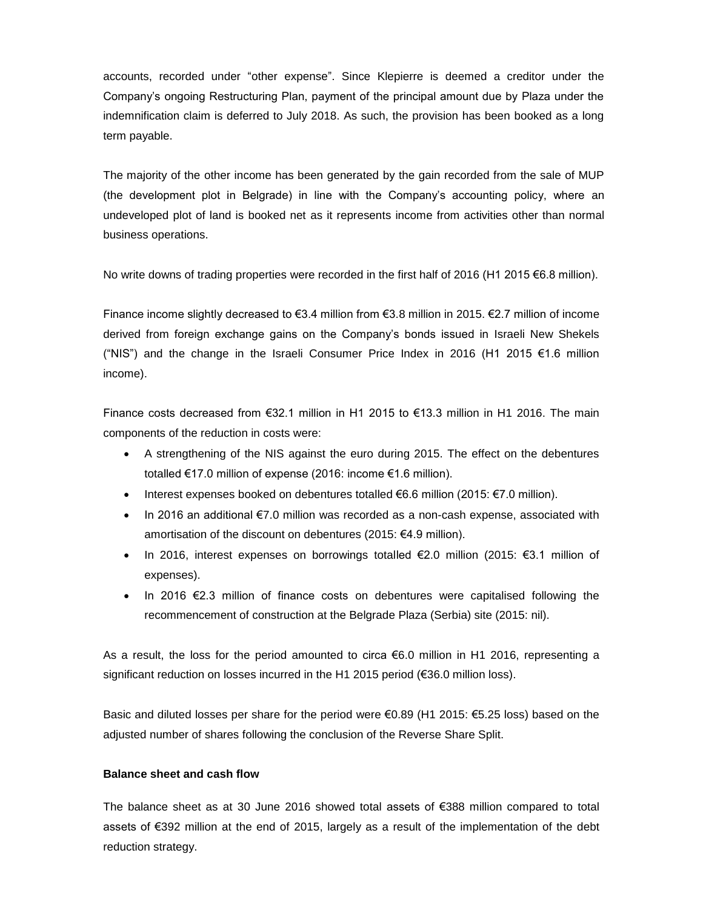accounts, recorded under "other expense". Since Klepierre is deemed a creditor under the Company's ongoing Restructuring Plan, payment of the principal amount due by Plaza under the indemnification claim is deferred to July 2018. As such, the provision has been booked as a long term payable.

The majority of the other income has been generated by the gain recorded from the sale of MUP (the development plot in Belgrade) in line with the Company's accounting policy, where an undeveloped plot of land is booked net as it represents income from activities other than normal business operations.

No write downs of trading properties were recorded in the first half of 2016 (H1 2015 €6.8 million).

Finance income slightly decreased to €3.4 million from €3.8 million in 2015. €2.7 million of income derived from foreign exchange gains on the Company's bonds issued in Israeli New Shekels ("NIS") and the change in the Israeli Consumer Price Index in 2016 (H1 2015 €1.6 million income).

Finance costs decreased from €32.1 million in H1 2015 to €13.3 million in H1 2016. The main components of the reduction in costs were:

- A strengthening of the NIS against the euro during 2015. The effect on the debentures totalled €17.0 million of expense (2016: income €1.6 million).
- Interest expenses booked on debentures totalled €6.6 million (2015: €7.0 million).
- In 2016 an additional €7.0 million was recorded as a non-cash expense, associated with amortisation of the discount on debentures (2015: €4.9 million).
- In 2016, interest expenses on borrowings totalled €2.0 million (2015: €3.1 million of expenses).
- In 2016 €2.3 million of finance costs on debentures were capitalised following the recommencement of construction at the Belgrade Plaza (Serbia) site (2015: nil).

As a result, the loss for the period amounted to circa €6.0 million in H1 2016, representing a significant reduction on losses incurred in the H1 2015 period (€36.0 million loss).

Basic and diluted losses per share for the period were €0.89 (H1 2015: €5.25 loss) based on the adjusted number of shares following the conclusion of the Reverse Share Split.

**Balance sheet and cash flow**

The balance sheet as at 30 June 2016 showed total assets of €388 million compared to total assets of €392 million at the end of 2015, largely as a result of the implementation of the debt reduction strategy.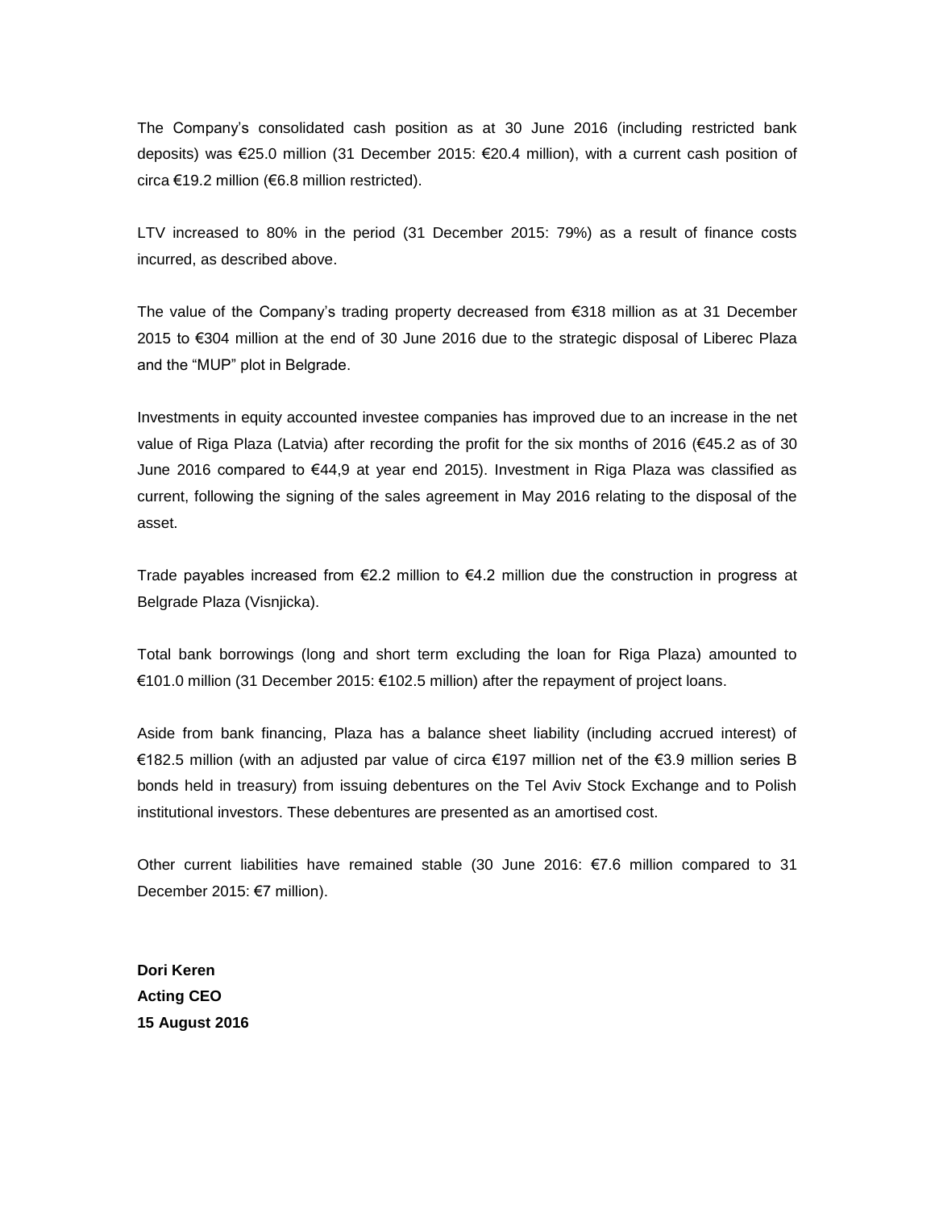The Company's consolidated cash position as at 30 June 2016 (including restricted bank deposits) was €25.0 million (31 December 2015: €20.4 million), with a current cash position of circa €19.2 million (€6.8 million restricted).

LTV increased to 80% in the period (31 December 2015: 79%) as a result of finance costs incurred, as described above.

The value of the Company's trading property decreased from €318 million as at 31 December 2015 to €304 million at the end of 30 June 2016 due to the strategic disposal of Liberec Plaza and the "MUP" plot in Belgrade.

Investments in equity accounted investee companies has improved due to an increase in the net value of Riga Plaza (Latvia) after recording the profit for the six months of 2016 (€45.2 as of 30 June 2016 compared to €44,9 at year end 2015). Investment in Riga Plaza was classified as current, following the signing of the sales agreement in May 2016 relating to the disposal of the asset.

Trade payables increased from €2.2 million to €4.2 million due the construction in progress at Belgrade Plaza (Visnjicka).

Total bank borrowings (long and short term excluding the loan for Riga Plaza) amounted to €101.0 million (31 December 2015: €102.5 million) after the repayment of project loans.

Aside from bank financing, Plaza has a balance sheet liability (including accrued interest) of €182.5 million (with an adjusted par value of circa €197 million net of the €3.9 million series B bonds held in treasury) from issuing debentures on the Tel Aviv Stock Exchange and to Polish institutional investors. These debentures are presented as an amortised cost.

Other current liabilities have remained stable (30 June 2016: €7.6 million compared to 31 December 2015: €7 million).

**Dori Keren**
**Acting CEO**
**15 August 2016**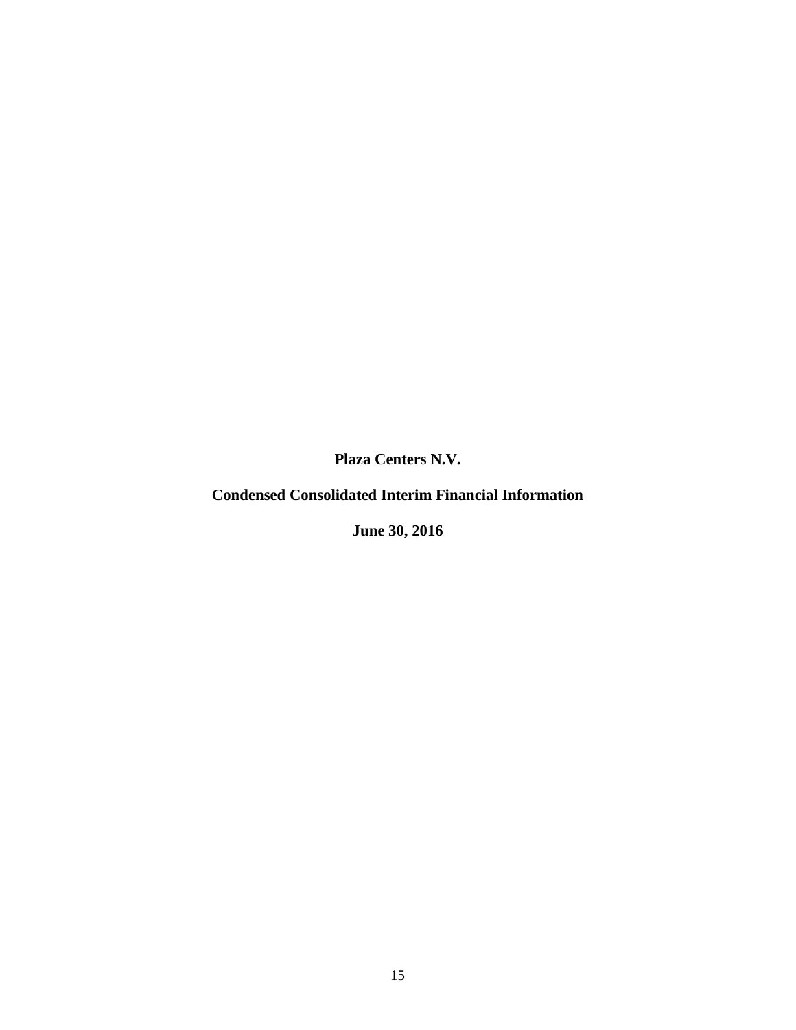**Plaza Centers N.V.**

**Condensed Consolidated Interim Financial Information**

**June 30, 2016**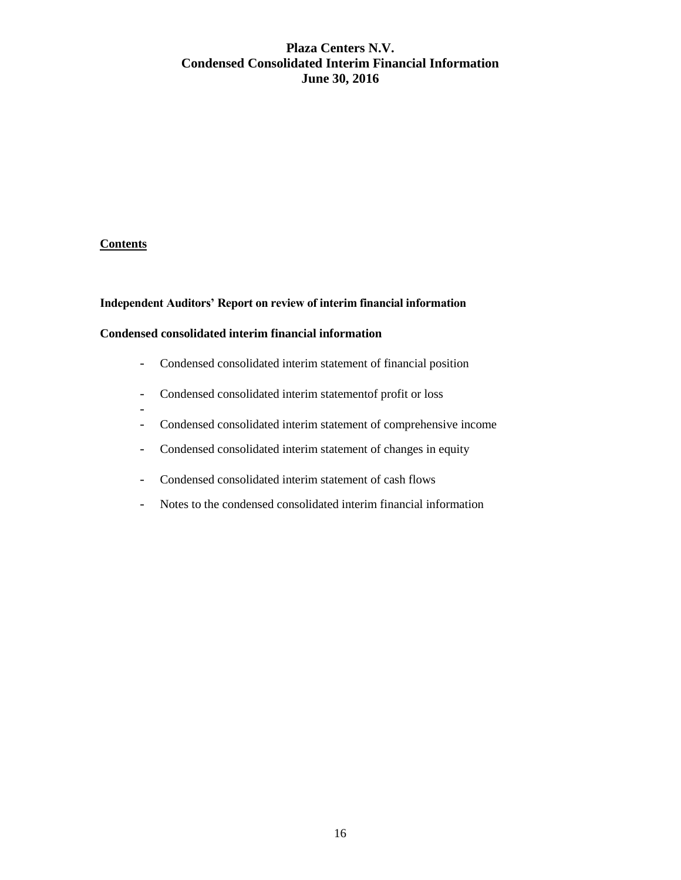# Plaza Centers N.V.
# Condensed Consolidated Interim Financial Information
# June 30, 2016

**Contents**

**Independent Auditors' Report on review of interim financial information**

**Condensed consolidated interim financial information**

- Condensed consolidated interim statement of financial position
- Condensed consolidated interim statementof profit or loss
- Condensed consolidated interim statement of comprehensive income
- Condensed consolidated interim statement of changes in equity
- Condensed consolidated interim statement of cash flows
- Notes to the condensed consolidated interim financial information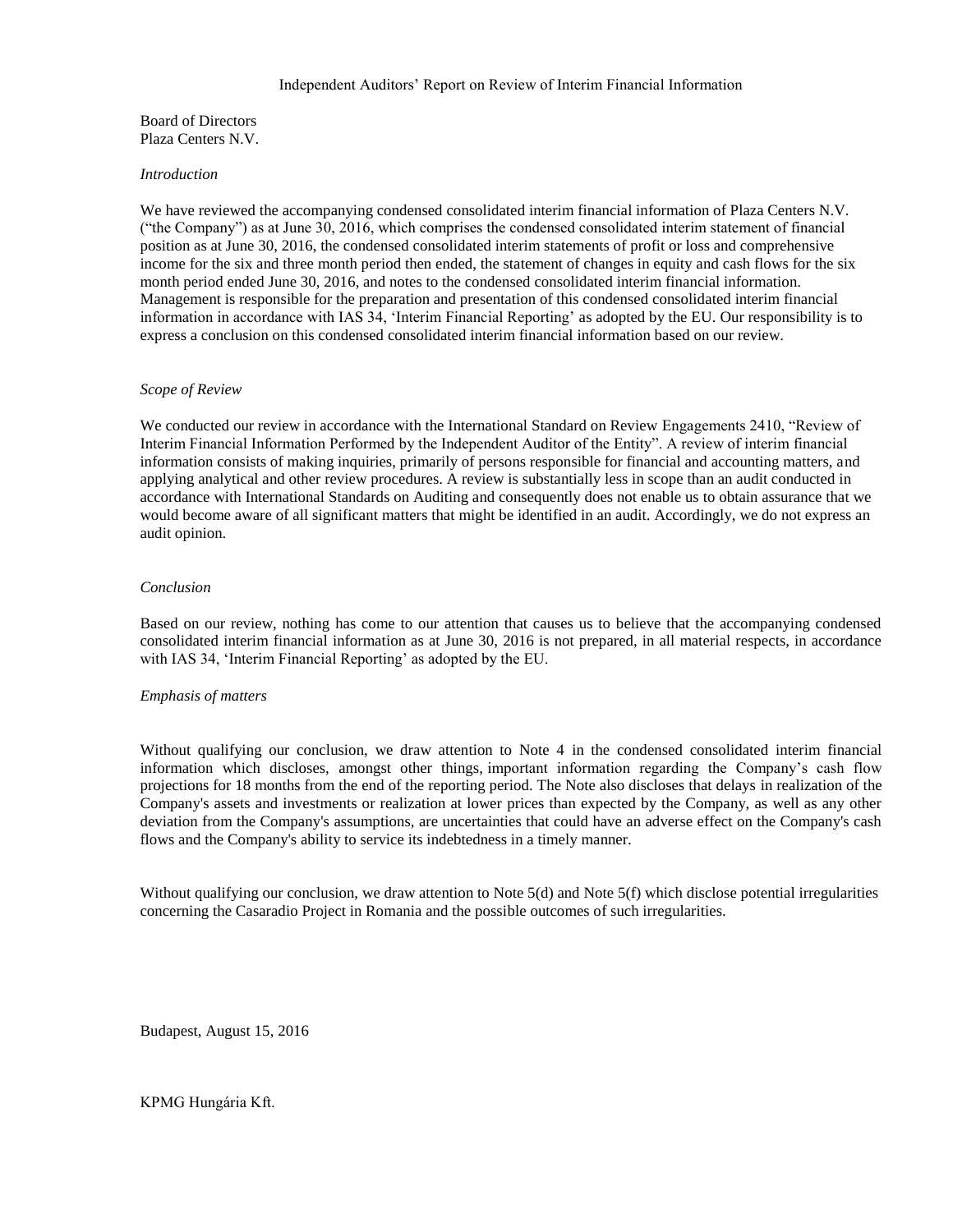# Independent Auditors' Report on Review of Interim Financial Information

Board of Directors
Plaza Centers N.V.

*Introduction*

We have reviewed the accompanying condensed consolidated interim financial information of Plaza Centers N.V. ("the Company") as at June 30, 2016, which comprises the condensed consolidated interim statement of financial position as at June 30, 2016, the condensed consolidated interim statements of profit or loss and comprehensive income for the six and three month period then ended, the statement of changes in equity and cash flows for the six month period ended June 30, 2016, and notes to the condensed consolidated interim financial information. Management is responsible for the preparation and presentation of this condensed consolidated interim financial information in accordance with IAS 34, 'Interim Financial Reporting' as adopted by the EU. Our responsibility is to express a conclusion on this condensed consolidated interim financial information based on our review.

*Scope of Review*

We conducted our review in accordance with the International Standard on Review Engagements 2410, "Review of Interim Financial Information Performed by the Independent Auditor of the Entity". A review of interim financial information consists of making inquiries, primarily of persons responsible for financial and accounting matters, and applying analytical and other review procedures. A review is substantially less in scope than an audit conducted in accordance with International Standards on Auditing and consequently does not enable us to obtain assurance that we would become aware of all significant matters that might be identified in an audit. Accordingly, we do not express an audit opinion.

*Conclusion*

Based on our review, nothing has come to our attention that causes us to believe that the accompanying condensed consolidated interim financial information as at June 30, 2016 is not prepared, in all material respects, in accordance with IAS 34, 'Interim Financial Reporting' as adopted by the EU.

*Emphasis of matters*

Without qualifying our conclusion, we draw attention to Note 4 in the condensed consolidated interim financial information which discloses, amongst other things, important information regarding the Company's cash flow projections for 18 months from the end of the reporting period. The Note also discloses that delays in realization of the Company's assets and investments or realization at lower prices than expected by the Company, as well as any other deviation from the Company's assumptions, are uncertainties that could have an adverse effect on the Company's cash flows and the Company's ability to service its indebtedness in a timely manner.

Without qualifying our conclusion, we draw attention to Note 5(d) and Note 5(f) which disclose potential irregularities concerning the Casaradio Project in Romania and the possible outcomes of such irregularities.

Budapest, August 15, 2016

KPMG Hungária Kft.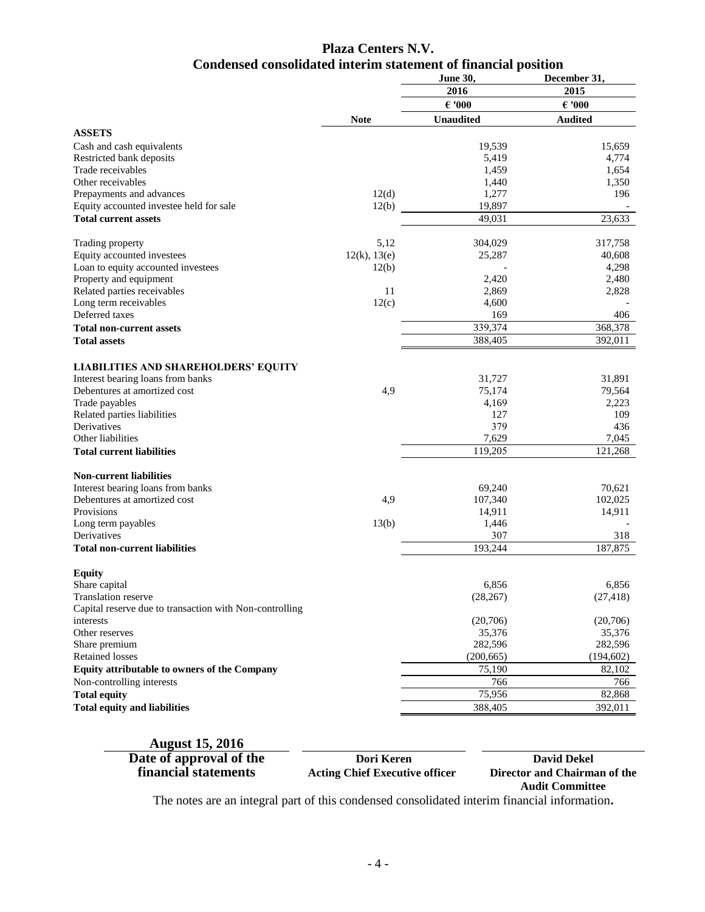# Plaza Centers N.V.

## Condensed consolidated interim statement of financial position

| | Note | June 30, 2016 | December 31, 2015 |
|---|---|---|---|
| | | € '000 | € '000 |
| | | Unaudited | Audited |
| **ASSETS** | | | |
| Cash and cash equivalents | | 19,539 | 15,659 |
| Restricted bank deposits | | 5,419 | 4,774 |
| Trade receivables | | 1,459 | 1,654 |
| Other receivables | | 1,440 | 1,350 |
| Prepayments and advances | 12(d) | 1,277 | 196 |
| Equity accounted investee held for sale | 12(b) | 19,897 | - |
| **Total current assets** | | 49,031 | 23,633 |
| Trading property | 5,12 | 304,029 | 317,758 |
| Equity accounted investees | 12(k), 13(e) | 25,287 | 40,608 |
| Loan to equity accounted investees | 12(b) | - | 4,298 |
| Property and equipment | | 2,420 | 2,480 |
| Related parties receivables | 11 | 2,869 | 2,828 |
| Long term receivables | 12(c) | 4,600 | - |
| Deferred taxes | | 169 | 406 |
| **Total non-current assets** | | 339,374 | 368,378 |
| **Total assets** | | 388,405 | 392,011 |
| **LIABILITIES AND SHAREHOLDERS' EQUITY** | | | |
| Interest bearing loans from banks | | 31,727 | 31,891 |
| Debentures at amortized cost | 4,9 | 75,174 | 79,564 |
| Trade payables | | 4,169 | 2,223 |
| Related parties liabilities | | 127 | 109 |
| Derivatives | | 379 | 436 |
| Other liabilities | | 7,629 | 7,045 |
| **Total current liabilities** | | 119,205 | 121,268 |
| **Non-current liabilities** | | | |
| Interest bearing loans from banks | | 69,240 | 70,621 |
| Debentures at amortized cost | 4,9 | 107,340 | 102,025 |
| Provisions | | 14,911 | 14,911 |
| Long term payables | 13(b) | 1,446 | - |
| Derivatives | | 307 | 318 |
| **Total non-current liabilities** | | 193,244 | 187,875 |
| **Equity** | | | |
| Share capital | | 6,856 | 6,856 |
| Translation reserve | | (28,267) | (27,418) |
| Capital reserve due to transaction with Non-controlling interests | | (20,706) | (20,706) |
| Other reserves | | 35,376 | 35,376 |
| Share premium | | 282,596 | 282,596 |
| Retained losses | | (200,665) | (194,602) |
| **Equity attributable to owners of the Company** | | 75,190 | 82,102 |
| Non-controlling interests | | 766 | 766 |
| **Total equity** | | 75,956 | 82,868 |
| **Total equity and liabilities** | | 388,405 | 392,011 |

| **August 15, 2016** | | |
|---|---|---|
| **Date of approval of the financial statements** | **Dori Keren** **Acting Chief Executive officer** | **David Dekel** **Director and Chairman of the Audit Committee** |

The notes are an integral part of this condensed consolidated interim financial information**.**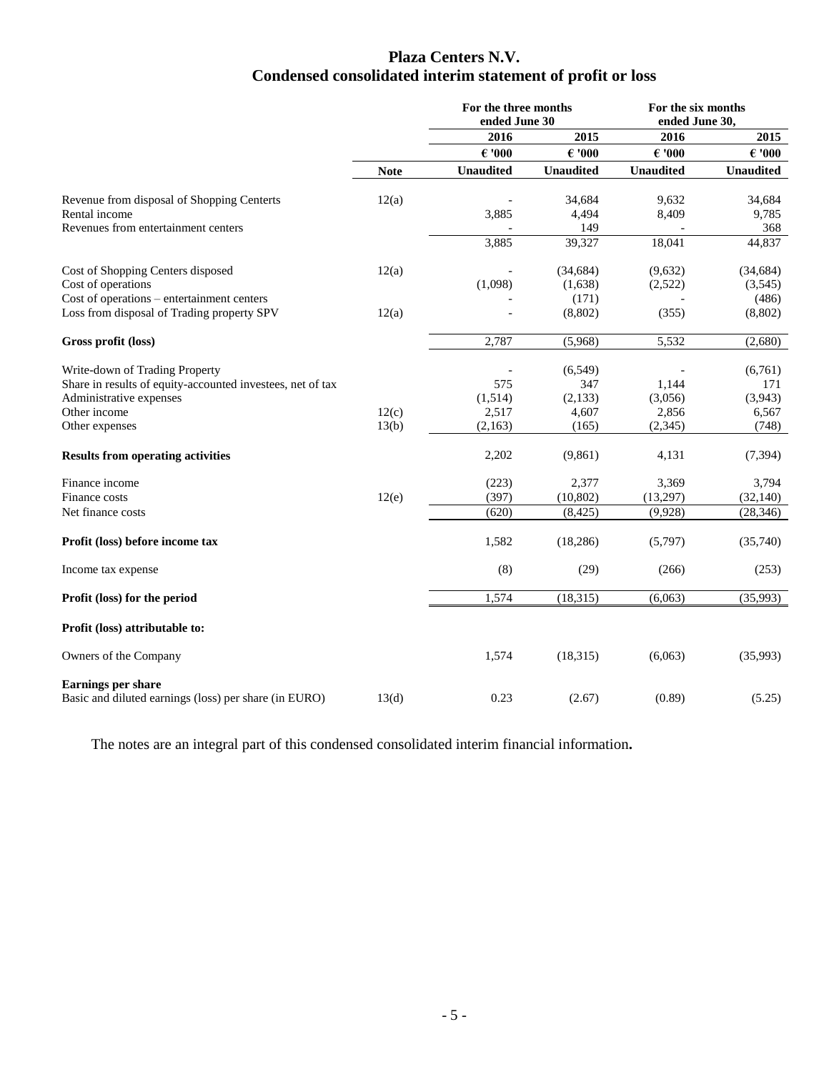# Plaza Centers N.V.
## Condensed consolidated interim statement of profit or loss

| | Note | For the three months ended June 30 | | For the six months ended June 30, | |
|---|---|---|---|---|---|
| | | 2016 | 2015 | 2016 | 2015 |
| | | € '000 | € '000 | € '000 | € '000 |
| | | Unaudited | Unaudited | Unaudited | Unaudited |
| Revenue from disposal of Shopping Centerts | 12(a) | - | 34,684 | 9,632 | 34,684 |
| Rental income | | 3,885 | 4,494 | 8,409 | 9,785 |
| Revenues from entertainment centers | | - | 149 | - | 368 |
| | | 3,885 | 39,327 | 18,041 | 44,837 |
| Cost of Shopping Centers disposed | 12(a) | - | (34,684) | (9,632) | (34,684) |
| Cost of operations | | (1,098) | (1,638) | (2,522) | (3,545) |
| Cost of operations – entertainment centers | | - | (171) | - | (486) |
| Loss from disposal of Trading property SPV | 12(a) | - | (8,802) | (355) | (8,802) |
| **Gross profit (loss)** | | 2,787 | (5,968) | 5,532 | (2,680) |
| Write-down of Trading Property | | - | (6,549) | - | (6,761) |
| Share in results of equity-accounted investees, net of tax | | 575 | 347 | 1,144 | 171 |
| Administrative expenses | | (1,514) | (2,133) | (3,056) | (3,943) |
| Other income | 12(c) | 2,517 | 4,607 | 2,856 | 6,567 |
| Other expenses | 13(b) | (2,163) | (165) | (2,345) | (748) |
| **Results from operating activities** | | 2,202 | (9,861) | 4,131 | (7,394) |
| Finance income | | (223) | 2,377 | 3,369 | 3,794 |
| Finance costs | 12(e) | (397) | (10,802) | (13,297) | (32,140) |
| Net finance costs | | (620) | (8,425) | (9,928) | (28,346) |
| **Profit (loss) before income tax** | | 1,582 | (18,286) | (5,797) | (35,740) |
| Income tax expense | | (8) | (29) | (266) | (253) |
| **Profit (loss) for the period** | | 1,574 | (18,315) | (6,063) | (35,993) |
| **Profit (loss) attributable to:** | | | | | |
| Owners of the Company | | 1,574 | (18,315) | (6,063) | (35,993) |
| **Earnings per share** | | | | | |
| Basic and diluted earnings (loss) per share (in EURO) | 13(d) | 0.23 | (2.67) | (0.89) | (5.25) |

The notes are an integral part of this condensed consolidated interim financial information**.**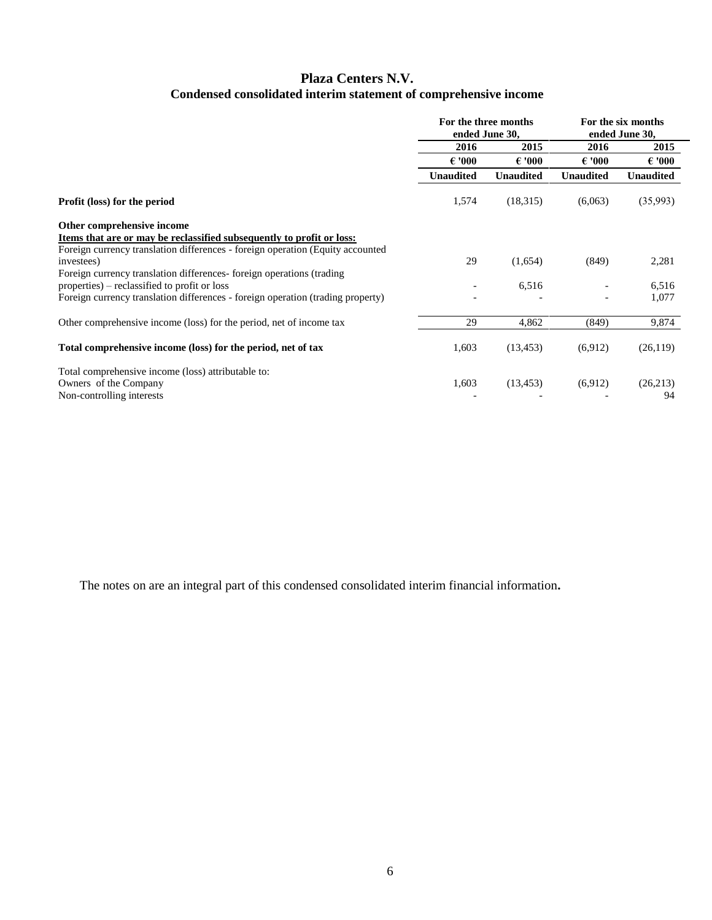# Plaza Centers N.V.

## Condensed consolidated interim statement of comprehensive income

| | For the three months ended June 30, | | For the six months ended June 30, | |
|---|---|---|---|---|
| | 2016 | 2015 | 2016 | 2015 |
| | € '000 | € '000 | € '000 | € '000 |
| | Unaudited | Unaudited | Unaudited | Unaudited |
| **Profit (loss) for the period** | 1,574 | (18,315) | (6,063) | (35,993) |
| **Other comprehensive income** | | | | |
| **Items that are or may be reclassified subsequently to profit or loss:** | | | | |
| Foreign currency translation differences - foreign operation (Equity accounted investees) | 29 | (1,654) | (849) | 2,281 |
| Foreign currency translation differences- foreign operations (trading properties) – reclassified to profit or loss | - | 6,516 | - | 6,516 |
| Foreign currency translation differences - foreign operation (trading property) | - | - | - | 1,077 |
| Other comprehensive income (loss) for the period, net of income tax | 29 | 4,862 | (849) | 9,874 |
| **Total comprehensive income (loss) for the period, net of tax** | 1,603 | (13,453) | (6,912) | (26,119) |
| Total comprehensive income (loss) attributable to: | | | | |
| Owners of the Company | 1,603 | (13,453) | (6,912) | (26,213) |
| Non-controlling interests | - | - | - | 94 |

The notes on are an integral part of this condensed consolidated interim financial information**.**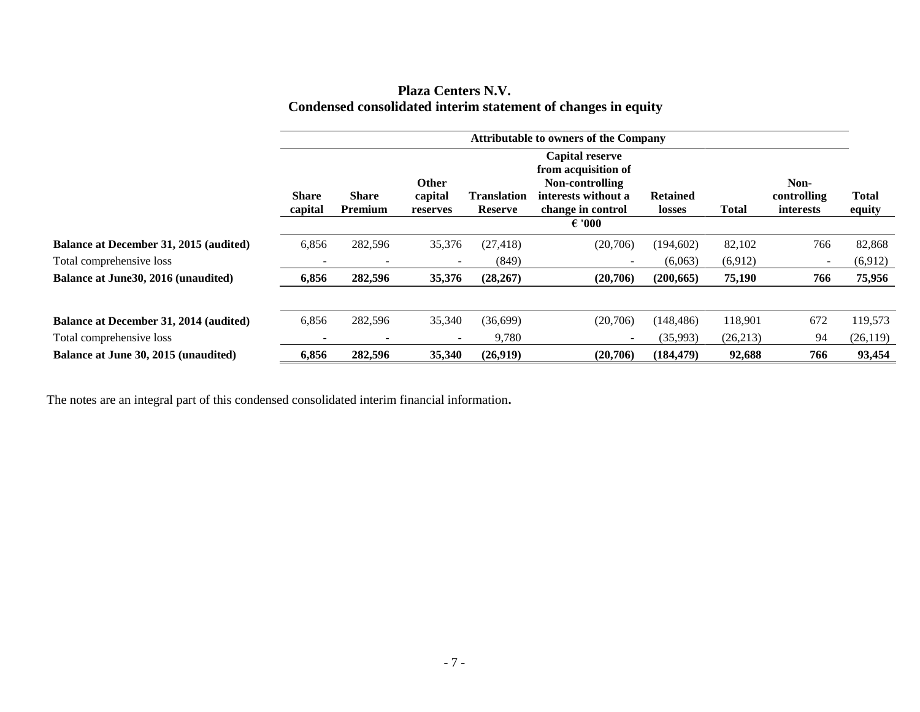**Plaza Centers N.V.**
**Condensed consolidated interim statement of changes in equity**

| | Attributable to owners of the Company | | | | | | | | | |
|---|---|---|---|---|---|---|---|---|---|
| | Share capital | Share Premium | Other capital reserves | Translation Reserve | Capital reserve from acquisition of Non-controlling interests without a change in control | Retained losses | Total | Non-controlling interests | Total equity |
| | | | | | € '000 | | | | |
| **Balance at December 31, 2015 (audited)** | 6,856 | 282,596 | 35,376 | (27,418) | (20,706) | (194,602) | 82,102 | 766 | 82,868 |
| Total comprehensive loss | - | - | - | (849) | - | (6,063) | (6,912) | - | (6,912) |
| **Balance at June30, 2016 (unaudited)** | **6,856** | **282,596** | **35,376** | **(28,267)** | **(20,706)** | **(200,665)** | **75,190** | **766** | **75,956** |
| | | | | | | | | | |
| **Balance at December 31, 2014 (audited)** | 6,856 | 282,596 | 35,340 | (36,699) | (20,706) | (148,486) | 118,901 | 672 | 119,573 |
| Total comprehensive loss | - | - | - | 9,780 | - | (35,993) | (26,213) | 94 | (26,119) |
| **Balance at June 30, 2015 (unaudited)** | **6,856** | **282,596** | **35,340** | **(26,919)** | **(20,706)** | **(184,479)** | **92,688** | **766** | **93,454** |

The notes are an integral part of this condensed consolidated interim financial information**.**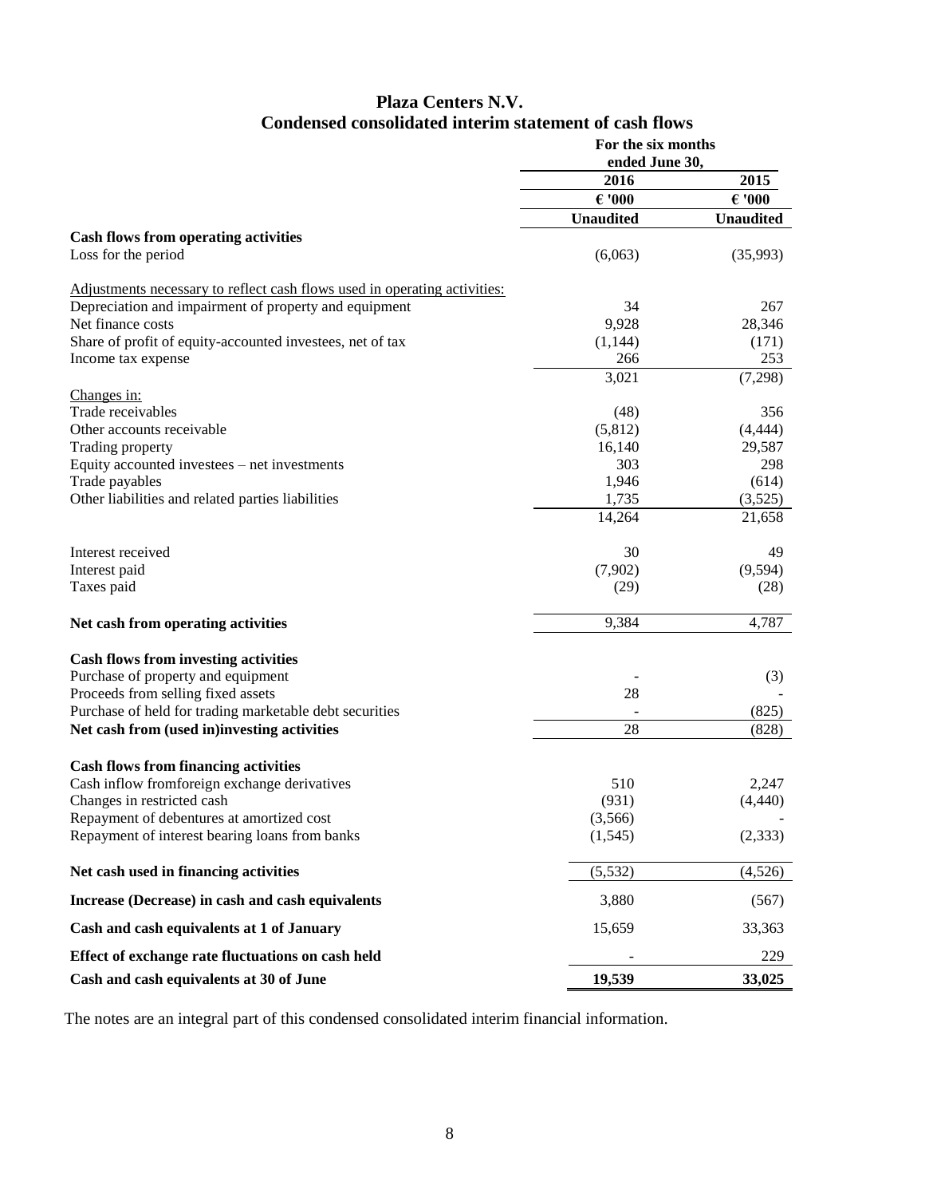# Plaza Centers N.V.

## Condensed consolidated interim statement of cash flows

| | For the six months ended June 30, | |
|---|---|---|
| | 2016 | 2015 |
| | € '000 | € '000 |
| | Unaudited | Unaudited |
| **Cash flows from operating activities** | | |
| Loss for the period | (6,063) | (35,993) |
| Adjustments necessary to reflect cash flows used in operating activities: | | |
| Depreciation and impairment of property and equipment | 34 | 267 |
| Net finance costs | 9,928 | 28,346 |
| Share of profit of equity-accounted investees, net of tax | (1,144) | (171) |
| Income tax expense | 266 | 253 |
| | 3,021 | (7,298) |
| Changes in: | | |
| Trade receivables | (48) | 356 |
| Other accounts receivable | (5,812) | (4,444) |
| Trading property | 16,140 | 29,587 |
| Equity accounted investees – net investments | 303 | 298 |
| Trade payables | 1,946 | (614) |
| Other liabilities and related parties liabilities | 1,735 | (3,525) |
| | 14,264 | 21,658 |
| Interest received | 30 | 49 |
| Interest paid | (7,902) | (9,594) |
| Taxes paid | (29) | (28) |
| **Net cash from operating activities** | 9,384 | 4,787 |
| **Cash flows from investing activities** | | |
| Purchase of property and equipment | - | (3) |
| Proceeds from selling fixed assets | 28 | - |
| Purchase of held for trading marketable debt securities | - | (825) |
| **Net cash from (used in)investing activities** | 28 | (828) |
| **Cash flows from financing activities** | | |
| Cash inflow fromforeign exchange derivatives | 510 | 2,247 |
| Changes in restricted cash | (931) | (4,440) |
| Repayment of debentures at amortized cost | (3,566) | - |
| Repayment of interest bearing loans from banks | (1,545) | (2,333) |
| **Net cash used in financing activities** | (5,532) | (4,526) |
| **Increase (Decrease) in cash and cash equivalents** | 3,880 | (567) |
| **Cash and cash equivalents at 1 of January** | 15,659 | 33,363 |
| **Effect of exchange rate fluctuations on cash held** | - | 229 |
| **Cash and cash equivalents at 30 of June** | **19,539** | **33,025** |

The notes are an integral part of this condensed consolidated interim financial information.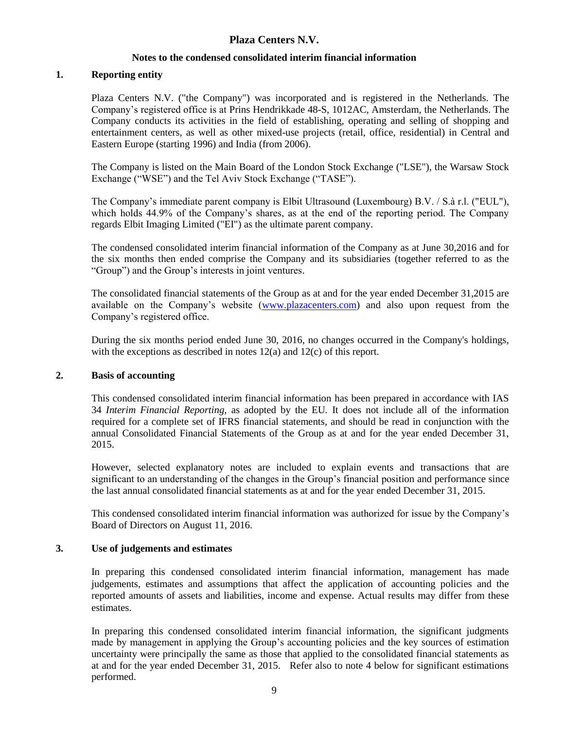# Plaza Centers N.V.

## Notes to the condensed consolidated interim financial information

### 1. Reporting entity

Plaza Centers N.V. ("the Company") was incorporated and is registered in the Netherlands. The Company's registered office is at Prins Hendrikkade 48-S, 1012AC, Amsterdam, the Netherlands. The Company conducts its activities in the field of establishing, operating and selling of shopping and entertainment centers, as well as other mixed-use projects (retail, office, residential) in Central and Eastern Europe (starting 1996) and India (from 2006).

The Company is listed on the Main Board of the London Stock Exchange ("LSE"), the Warsaw Stock Exchange ("WSE") and the Tel Aviv Stock Exchange ("TASE").

The Company's immediate parent company is Elbit Ultrasound (Luxembourg) B.V. / S.à r.l. ("EUL"), which holds 44.9% of the Company's shares, as at the end of the reporting period. The Company regards Elbit Imaging Limited ("EI") as the ultimate parent company.

The condensed consolidated interim financial information of the Company as at June 30,2016 and for the six months then ended comprise the Company and its subsidiaries (together referred to as the "Group") and the Group's interests in joint ventures.

The consolidated financial statements of the Group as at and for the year ended December 31,2015 are available on the Company's website (www.plazacenters.com) and also upon request from the Company's registered office.

During the six months period ended June 30, 2016, no changes occurred in the Company's holdings, with the exceptions as described in notes 12(a) and 12(c) of this report.

### 2. Basis of accounting

This condensed consolidated interim financial information has been prepared in accordance with IAS 34 *Interim Financial Reporting*, as adopted by the EU. It does not include all of the information required for a complete set of IFRS financial statements, and should be read in conjunction with the annual Consolidated Financial Statements of the Group as at and for the year ended December 31, 2015.

However, selected explanatory notes are included to explain events and transactions that are significant to an understanding of the changes in the Group's financial position and performance since the last annual consolidated financial statements as at and for the year ended December 31, 2015.

This condensed consolidated interim financial information was authorized for issue by the Company's Board of Directors on August 11, 2016.

### 3. Use of judgements and estimates

In preparing this condensed consolidated interim financial information, management has made judgements, estimates and assumptions that affect the application of accounting policies and the reported amounts of assets and liabilities, income and expense. Actual results may differ from these estimates.

In preparing this condensed consolidated interim financial information, the significant judgments made by management in applying the Group's accounting policies and the key sources of estimation uncertainty were principally the same as those that applied to the consolidated financial statements as at and for the year ended December 31, 2015. Refer also to note 4 below for significant estimations performed.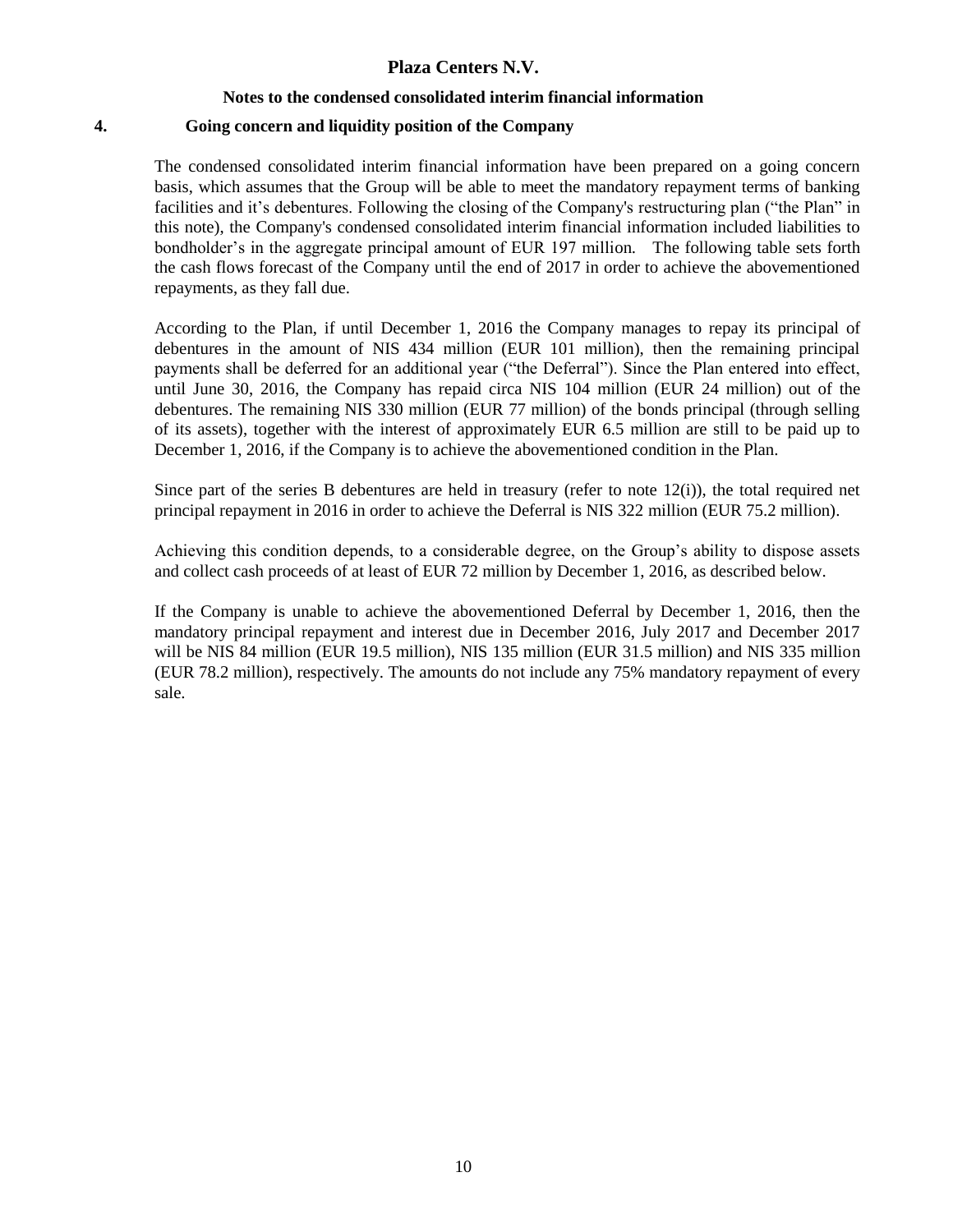# Plaza Centers N.V.

### Notes to the condensed consolidated interim financial information

## 4. Going concern and liquidity position of the Company

The condensed consolidated interim financial information have been prepared on a going concern basis, which assumes that the Group will be able to meet the mandatory repayment terms of banking facilities and it's debentures. Following the closing of the Company's restructuring plan ("the Plan" in this note), the Company's condensed consolidated interim financial information included liabilities to bondholder's in the aggregate principal amount of EUR 197 million. The following table sets forth the cash flows forecast of the Company until the end of 2017 in order to achieve the abovementioned repayments, as they fall due.

According to the Plan, if until December 1, 2016 the Company manages to repay its principal of debentures in the amount of NIS 434 million (EUR 101 million), then the remaining principal payments shall be deferred for an additional year ("the Deferral"). Since the Plan entered into effect, until June 30, 2016, the Company has repaid circa NIS 104 million (EUR 24 million) out of the debentures. The remaining NIS 330 million (EUR 77 million) of the bonds principal (through selling of its assets), together with the interest of approximately EUR 6.5 million are still to be paid up to December 1, 2016, if the Company is to achieve the abovementioned condition in the Plan.

Since part of the series B debentures are held in treasury (refer to note 12(i)), the total required net principal repayment in 2016 in order to achieve the Deferral is NIS 322 million (EUR 75.2 million).

Achieving this condition depends, to a considerable degree, on the Group's ability to dispose assets and collect cash proceeds of at least of EUR 72 million by December 1, 2016, as described below.

If the Company is unable to achieve the abovementioned Deferral by December 1, 2016, then the mandatory principal repayment and interest due in December 2016, July 2017 and December 2017 will be NIS 84 million (EUR 19.5 million), NIS 135 million (EUR 31.5 million) and NIS 335 million (EUR 78.2 million), respectively. The amounts do not include any 75% mandatory repayment of every sale.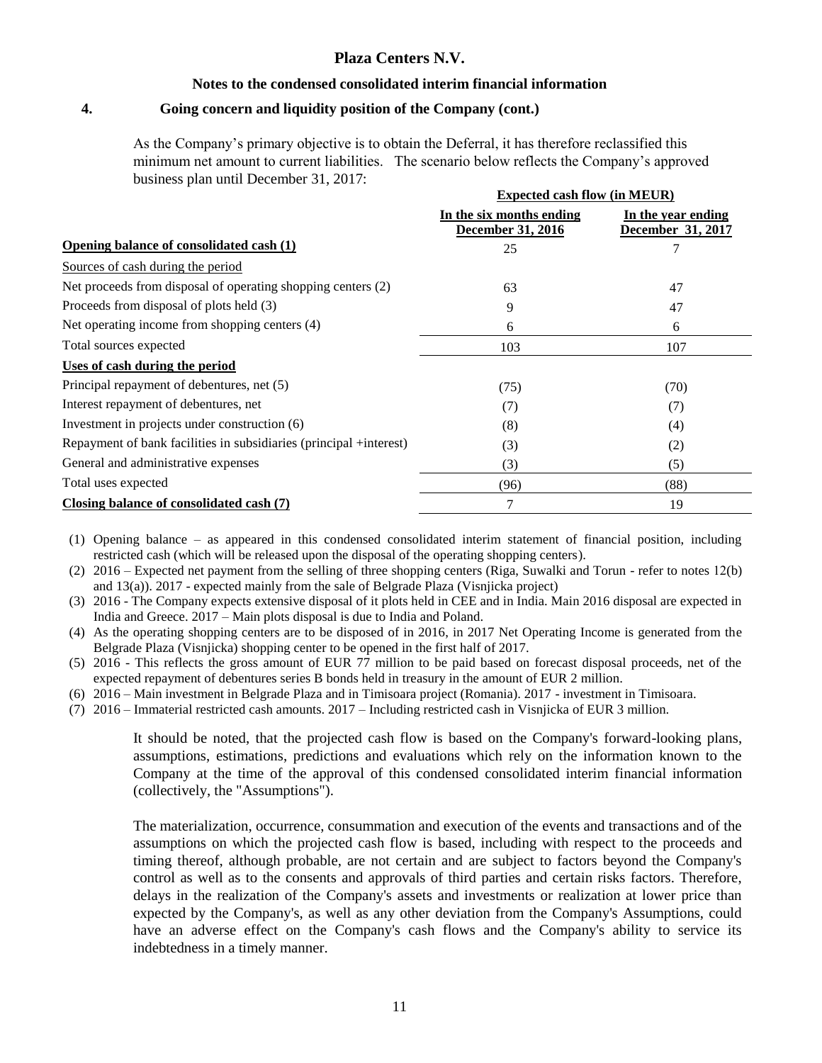# Plaza Centers N.V.

### Notes to the condensed consolidated interim financial information

## 4. Going concern and liquidity position of the Company (cont.)

As the Company's primary objective is to obtain the Deferral, it has therefore reclassified this minimum net amount to current liabilities. The scenario below reflects the Company's approved business plan until December 31, 2017:

| | Expected cash flow (in MEUR) | |
|---|---|---|
| | In the six months ending December 31, 2016 | In the year ending December 31, 2017 |
| **Opening balance of consolidated cash (1)** | 25 | 7 |
| Sources of cash during the period | | |
| Net proceeds from disposal of operating shopping centers (2) | 63 | 47 |
| Proceeds from disposal of plots held (3) | 9 | 47 |
| Net operating income from shopping centers (4) | 6 | 6 |
| Total sources expected | 103 | 107 |
| **Uses of cash during the period** | | |
| Principal repayment of debentures, net (5) | (75) | (70) |
| Interest repayment of debentures, net | (7) | (7) |
| Investment in projects under construction (6) | (8) | (4) |
| Repayment of bank facilities in subsidiaries (principal +interest) | (3) | (2) |
| General and administrative expenses | (3) | (5) |
| Total uses expected | (96) | (88) |
| **Closing balance of consolidated cash (7)** | 7 | 19 |

(1) Opening balance – as appeared in this condensed consolidated interim statement of financial position, including restricted cash (which will be released upon the disposal of the operating shopping centers).

(2) 2016 – Expected net payment from the selling of three shopping centers (Riga, Suwalki and Torun - refer to notes 12(b) and 13(a)). 2017 - expected mainly from the sale of Belgrade Plaza (Visnjicka project)

(3) 2016 - The Company expects extensive disposal of it plots held in CEE and in India. Main 2016 disposal are expected in India and Greece. 2017 – Main plots disposal is due to India and Poland.

(4) As the operating shopping centers are to be disposed of in 2016, in 2017 Net Operating Income is generated from the Belgrade Plaza (Visnjicka) shopping center to be opened in the first half of 2017.

(5) 2016 - This reflects the gross amount of EUR 77 million to be paid based on forecast disposal proceeds, net of the expected repayment of debentures series B bonds held in treasury in the amount of EUR 2 million.

(6) 2016 – Main investment in Belgrade Plaza and in Timisoara project (Romania). 2017 - investment in Timisoara.

(7) 2016 – Immaterial restricted cash amounts. 2017 – Including restricted cash in Visnjicka of EUR 3 million.

It should be noted, that the projected cash flow is based on the Company's forward-looking plans, assumptions, estimations, predictions and evaluations which rely on the information known to the Company at the time of the approval of this condensed consolidated interim financial information (collectively, the "Assumptions").

The materialization, occurrence, consummation and execution of the events and transactions and of the assumptions on which the projected cash flow is based, including with respect to the proceeds and timing thereof, although probable, are not certain and are subject to factors beyond the Company's control as well as to the consents and approvals of third parties and certain risks factors. Therefore, delays in the realization of the Company's assets and investments or realization at lower price than expected by the Company's, as well as any other deviation from the Company's Assumptions, could have an adverse effect on the Company's cash flows and the Company's ability to service its indebtedness in a timely manner.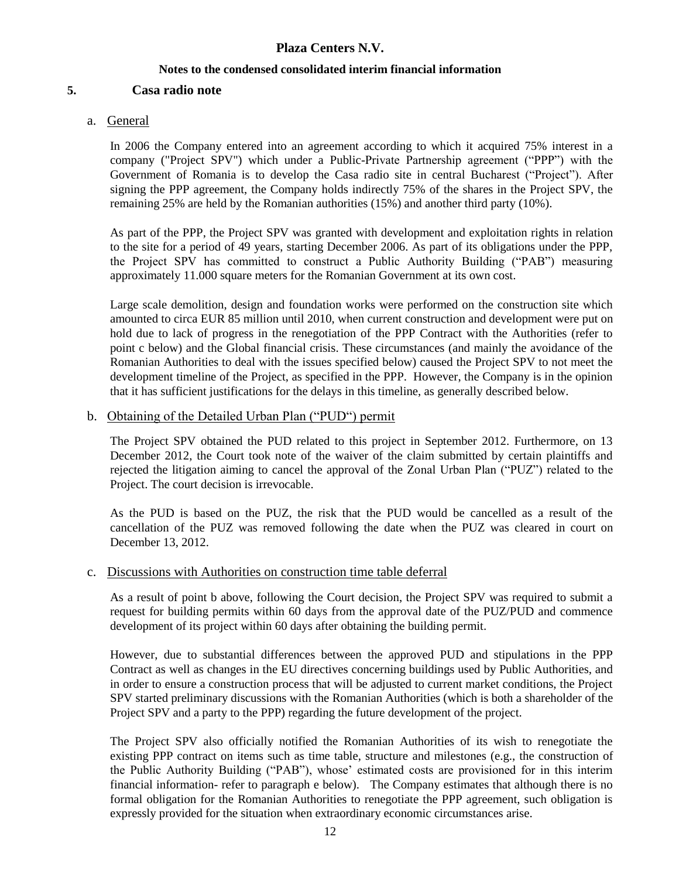## 5. Casa radio note

### a. General

In 2006 the Company entered into an agreement according to which it acquired 75% interest in a company ("Project SPV") which under a Public-Private Partnership agreement ("PPP") with the Government of Romania is to develop the Casa radio site in central Bucharest ("Project"). After signing the PPP agreement, the Company holds indirectly 75% of the shares in the Project SPV, the remaining 25% are held by the Romanian authorities (15%) and another third party (10%).

As part of the PPP, the Project SPV was granted with development and exploitation rights in relation to the site for a period of 49 years, starting December 2006. As part of its obligations under the PPP, the Project SPV has committed to construct a Public Authority Building ("PAB") measuring approximately 11.000 square meters for the Romanian Government at its own cost.

Large scale demolition, design and foundation works were performed on the construction site which amounted to circa EUR 85 million until 2010, when current construction and development were put on hold due to lack of progress in the renegotiation of the PPP Contract with the Authorities (refer to point c below) and the Global financial crisis. These circumstances (and mainly the avoidance of the Romanian Authorities to deal with the issues specified below) caused the Project SPV to not meet the development timeline of the Project, as specified in the PPP. However, the Company is in the opinion that it has sufficient justifications for the delays in this timeline, as generally described below.

### b. Obtaining of the Detailed Urban Plan ("PUD") permit

The Project SPV obtained the PUD related to this project in September 2012. Furthermore, on 13 December 2012, the Court took note of the waiver of the claim submitted by certain plaintiffs and rejected the litigation aiming to cancel the approval of the Zonal Urban Plan ("PUZ") related to the Project. The court decision is irrevocable.

As the PUD is based on the PUZ, the risk that the PUD would be cancelled as a result of the cancellation of the PUZ was removed following the date when the PUZ was cleared in court on December 13, 2012.

### c. Discussions with Authorities on construction time table deferral

As a result of point b above, following the Court decision, the Project SPV was required to submit a request for building permits within 60 days from the approval date of the PUZ/PUD and commence development of its project within 60 days after obtaining the building permit.

However, due to substantial differences between the approved PUD and stipulations in the PPP Contract as well as changes in the EU directives concerning buildings used by Public Authorities, and in order to ensure a construction process that will be adjusted to current market conditions, the Project SPV started preliminary discussions with the Romanian Authorities (which is both a shareholder of the Project SPV and a party to the PPP) regarding the future development of the project.

The Project SPV also officially notified the Romanian Authorities of its wish to renegotiate the existing PPP contract on items such as time table, structure and milestones (e.g., the construction of the Public Authority Building ("PAB"), whose' estimated costs are provisioned for in this interim financial information- refer to paragraph e below). The Company estimates that although there is no formal obligation for the Romanian Authorities to renegotiate the PPP agreement, such obligation is expressly provided for the situation when extraordinary economic circumstances arise.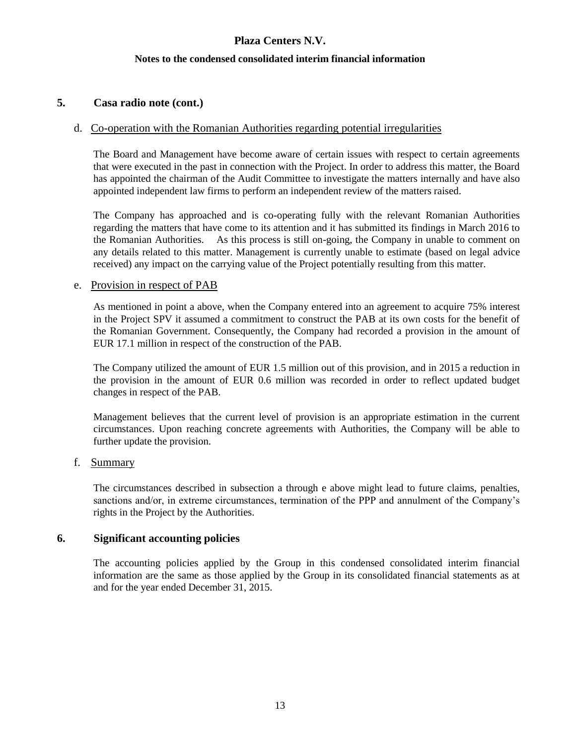## 5. Casa radio note (cont.)

### d. Co-operation with the Romanian Authorities regarding potential irregularities

The Board and Management have become aware of certain issues with respect to certain agreements that were executed in the past in connection with the Project. In order to address this matter, the Board has appointed the chairman of the Audit Committee to investigate the matters internally and have also appointed independent law firms to perform an independent review of the matters raised.

The Company has approached and is co-operating fully with the relevant Romanian Authorities regarding the matters that have come to its attention and it has submitted its findings in March 2016 to the Romanian Authorities. As this process is still on-going, the Company in unable to comment on any details related to this matter. Management is currently unable to estimate (based on legal advice received) any impact on the carrying value of the Project potentially resulting from this matter.

### e. Provision in respect of PAB

As mentioned in point a above, when the Company entered into an agreement to acquire 75% interest in the Project SPV it assumed a commitment to construct the PAB at its own costs for the benefit of the Romanian Government. Consequently, the Company had recorded a provision in the amount of EUR 17.1 million in respect of the construction of the PAB.

The Company utilized the amount of EUR 1.5 million out of this provision, and in 2015 a reduction in the provision in the amount of EUR 0.6 million was recorded in order to reflect updated budget changes in respect of the PAB.

Management believes that the current level of provision is an appropriate estimation in the current circumstances. Upon reaching concrete agreements with Authorities, the Company will be able to further update the provision.

### f. Summary

The circumstances described in subsection a through e above might lead to future claims, penalties, sanctions and/or, in extreme circumstances, termination of the PPP and annulment of the Company's rights in the Project by the Authorities.

## 6. Significant accounting policies

The accounting policies applied by the Group in this condensed consolidated interim financial information are the same as those applied by the Group in its consolidated financial statements as at and for the year ended December 31, 2015.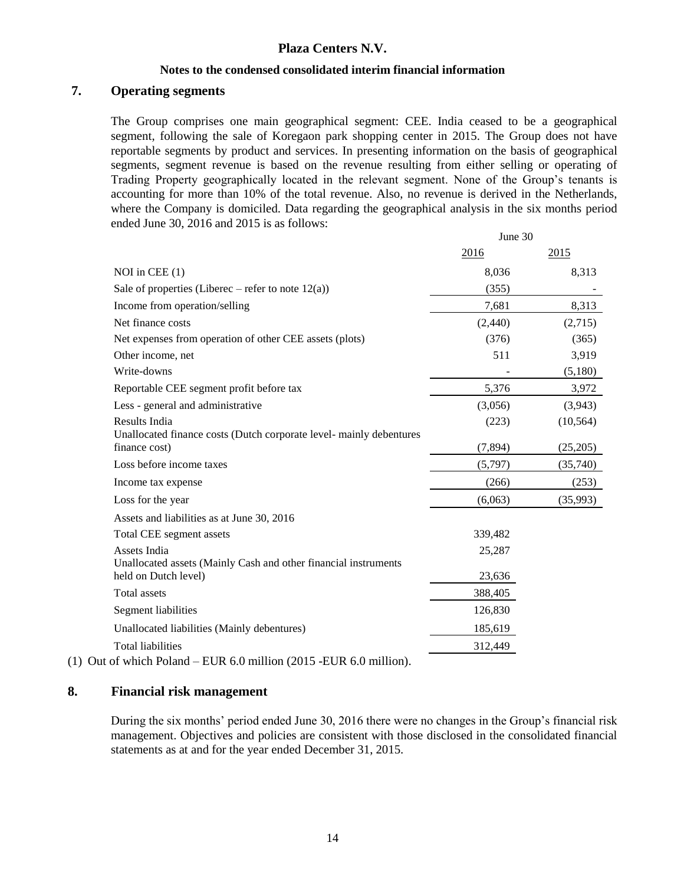# Plaza Centers N.V.

## Notes to the condensed consolidated interim financial information

## 7. Operating segments

The Group comprises one main geographical segment: CEE. India ceased to be a geographical segment, following the sale of Koregaon park shopping center in 2015. The Group does not have reportable segments by product and services. In presenting information on the basis of geographical segments, segment revenue is based on the revenue resulting from either selling or operating of Trading Property geographically located in the relevant segment. None of the Group's tenants is accounting for more than 10% of the total revenue. Also, no revenue is derived in the Netherlands, where the Company is domiciled. Data regarding the geographical analysis in the six months period ended June 30, 2016 and 2015 is as follows:

| | June 30 | |
|---|---|---|
| | 2016 | 2015 |
| NOI in CEE (1) | 8,036 | 8,313 |
| Sale of properties (Liberec – refer to note 12(a)) | (355) | - |
| Income from operation/selling | 7,681 | 8,313 |
| Net finance costs | (2,440) | (2,715) |
| Net expenses from operation of other CEE assets (plots) | (376) | (365) |
| Other income, net | 511 | 3,919 |
| Write-downs | - | (5,180) |
| Reportable CEE segment profit before tax | 5,376 | 3,972 |
| Less - general and administrative | (3,056) | (3,943) |
| Results India | (223) | (10,564) |
| Unallocated finance costs (Dutch corporate level- mainly debentures finance cost) | (7,894) | (25,205) |
| Loss before income taxes | (5,797) | (35,740) |
| Income tax expense | (266) | (253) |
| Loss for the year | (6,063) | (35,993) |
| Assets and liabilities as at June 30, 2016 | | |
| Total CEE segment assets | 339,482 | |
| Assets India | 25,287 | |
| Unallocated assets (Mainly Cash and other financial instruments held on Dutch level) | 23,636 | |
| Total assets | 388,405 | |
| Segment liabilities | 126,830 | |
| Unallocated liabilities (Mainly debentures) | 185,619 | |
| Total liabilities | 312,449 | |

(1) Out of which Poland – EUR 6.0 million (2015 -EUR 6.0 million).

## 8. Financial risk management

During the six months' period ended June 30, 2016 there were no changes in the Group's financial risk management. Objectives and policies are consistent with those disclosed in the consolidated financial statements as at and for the year ended December 31, 2015.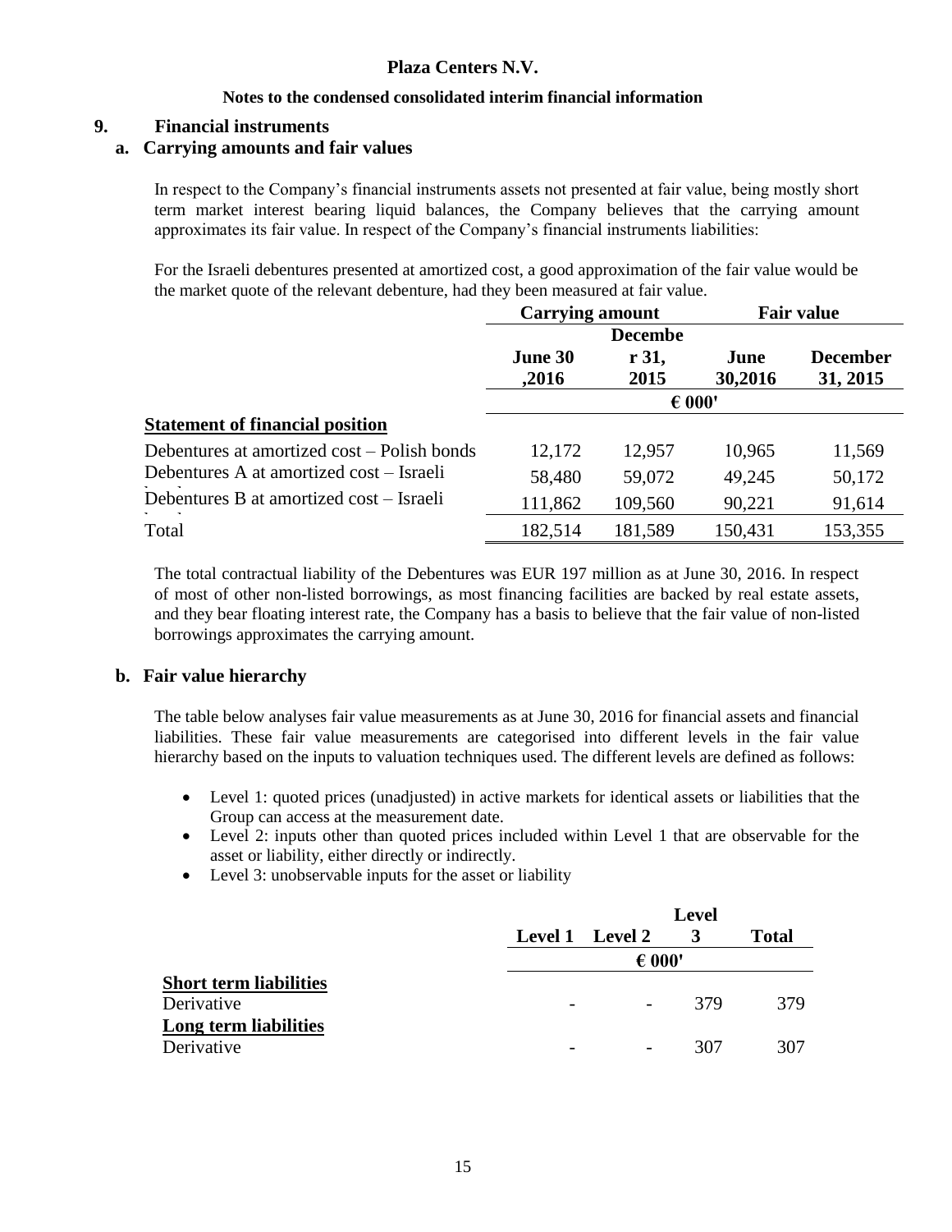**Plaza Centers N.V.**

**Notes to the condensed consolidated interim financial information**

## 9. Financial instruments

### a. Carrying amounts and fair values

In respect to the Company's financial instruments assets not presented at fair value, being mostly short term market interest bearing liquid balances, the Company believes that the carrying amount approximates its fair value. In respect of the Company's financial instruments liabilities:

For the Israeli debentures presented at amortized cost, a good approximation of the fair value would be the market quote of the relevant debenture, had they been measured at fair value.

| | Carrying amount | | Fair value | |
|---|---|---|---|---|
| | June 30 ,2016 | December 31, 2015 | June 30,2016 | December 31, 2015 |
| | € 000' | | | |
| **Statement of financial position** | | | | |
| Debentures at amortized cost – Polish bonds | 12,172 | 12,957 | 10,965 | 11,569 |
| Debentures A at amortized cost – Israeli bonds | 58,480 | 59,072 | 49,245 | 50,172 |
| Debentures B at amortized cost – Israeli bonds | 111,862 | 109,560 | 90,221 | 91,614 |
| Total | 182,514 | 181,589 | 150,431 | 153,355 |

The total contractual liability of the Debentures was EUR 197 million as at June 30, 2016. In respect of most of other non-listed borrowings, as most financing facilities are backed by real estate assets, and they bear floating interest rate, the Company has a basis to believe that the fair value of non-listed borrowings approximates the carrying amount.

### b. Fair value hierarchy

The table below analyses fair value measurements as at June 30, 2016 for financial assets and financial liabilities. These fair value measurements are categorised into different levels in the fair value hierarchy based on the inputs to valuation techniques used. The different levels are defined as follows:

- Level 1: quoted prices (unadjusted) in active markets for identical assets or liabilities that the Group can access at the measurement date.
- Level 2: inputs other than quoted prices included within Level 1 that are observable for the asset or liability, either directly or indirectly.
- Level 3: unobservable inputs for the asset or liability

| | Level 1 | Level 2 | Level 3 | Total |
|---|---|---|---|---|
| | € 000' | | | |
| **Short term liabilities** | | | | |
| Derivative | - | - | 379 | 379 |
| **Long term liabilities** | | | | |
| Derivative | - | - | 307 | 307 |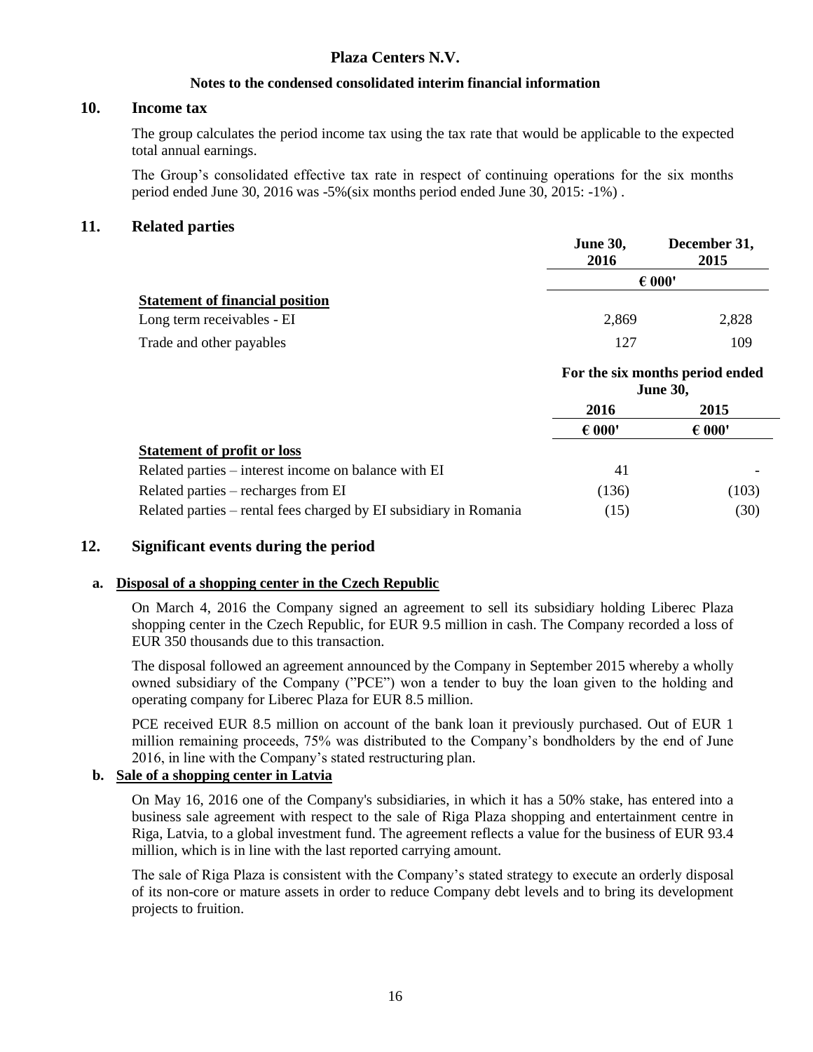**Plaza Centers N.V.**

**Notes to the condensed consolidated interim financial information**

## 10. Income tax

The group calculates the period income tax using the tax rate that would be applicable to the expected total annual earnings.

The Group's consolidated effective tax rate in respect of continuing operations for the six months period ended June 30, 2016 was -5%(six months period ended June 30, 2015: -1%) .

## 11. Related parties

| | June 30, 2016 | December 31, 2015 |
|---|---|---|
| | € 000' | |
| **Statement of financial position** | | |
| Long term receivables - EI | 2,869 | 2,828 |
| Trade and other payables | 127 | 109 |

| | For the six months period ended June 30, | |
|---|---|---|
| | 2016 | 2015 |
| | € 000' | € 000' |
| **Statement of profit or loss** | | |
| Related parties – interest income on balance with EI | 41 | - |
| Related parties – recharges from EI | (136) | (103) |
| Related parties – rental fees charged by EI subsidiary in Romania | (15) | (30) |

## 12. Significant events during the period

### a. Disposal of a shopping center in the Czech Republic

On March 4, 2016 the Company signed an agreement to sell its subsidiary holding Liberec Plaza shopping center in the Czech Republic, for EUR 9.5 million in cash. The Company recorded a loss of EUR 350 thousands due to this transaction.

The disposal followed an agreement announced by the Company in September 2015 whereby a wholly owned subsidiary of the Company ("PCE") won a tender to buy the loan given to the holding and operating company for Liberec Plaza for EUR 8.5 million.

PCE received EUR 8.5 million on account of the bank loan it previously purchased. Out of EUR 1 million remaining proceeds, 75% was distributed to the Company's bondholders by the end of June 2016, in line with the Company's stated restructuring plan.

### b. Sale of a shopping center in Latvia

On May 16, 2016 one of the Company's subsidiaries, in which it has a 50% stake, has entered into a business sale agreement with respect to the sale of Riga Plaza shopping and entertainment centre in Riga, Latvia, to a global investment fund. The agreement reflects a value for the business of EUR 93.4 million, which is in line with the last reported carrying amount.

The sale of Riga Plaza is consistent with the Company's stated strategy to execute an orderly disposal of its non-core or mature assets in order to reduce Company debt levels and to bring its development projects to fruition.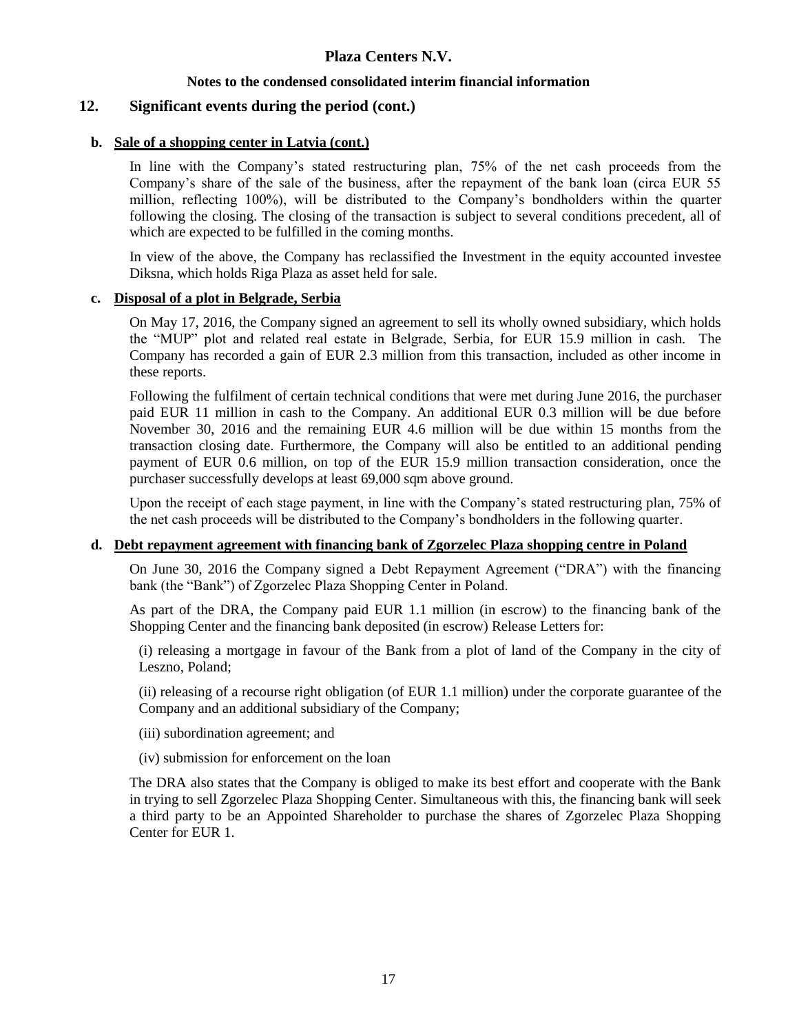# Plaza Centers N.V.

## Notes to the condensed consolidated interim financial information

## 12. Significant events during the period (cont.)

### b. Sale of a shopping center in Latvia (cont.)

In line with the Company's stated restructuring plan, 75% of the net cash proceeds from the Company's share of the sale of the business, after the repayment of the bank loan (circa EUR 55 million, reflecting 100%), will be distributed to the Company's bondholders within the quarter following the closing. The closing of the transaction is subject to several conditions precedent, all of which are expected to be fulfilled in the coming months.

In view of the above, the Company has reclassified the Investment in the equity accounted investee Diksna, which holds Riga Plaza as asset held for sale.

### c. Disposal of a plot in Belgrade, Serbia

On May 17, 2016, the Company signed an agreement to sell its wholly owned subsidiary, which holds the "MUP" plot and related real estate in Belgrade, Serbia, for EUR 15.9 million in cash. The Company has recorded a gain of EUR 2.3 million from this transaction, included as other income in these reports.

Following the fulfilment of certain technical conditions that were met during June 2016, the purchaser paid EUR 11 million in cash to the Company. An additional EUR 0.3 million will be due before November 30, 2016 and the remaining EUR 4.6 million will be due within 15 months from the transaction closing date. Furthermore, the Company will also be entitled to an additional pending payment of EUR 0.6 million, on top of the EUR 15.9 million transaction consideration, once the purchaser successfully develops at least 69,000 sqm above ground.

Upon the receipt of each stage payment, in line with the Company's stated restructuring plan, 75% of the net cash proceeds will be distributed to the Company's bondholders in the following quarter.

### d. Debt repayment agreement with financing bank of Zgorzelec Plaza shopping centre in Poland

On June 30, 2016 the Company signed a Debt Repayment Agreement ("DRA") with the financing bank (the "Bank") of Zgorzelec Plaza Shopping Center in Poland.

As part of the DRA, the Company paid EUR 1.1 million (in escrow) to the financing bank of the Shopping Center and the financing bank deposited (in escrow) Release Letters for:

(i) releasing a mortgage in favour of the Bank from a plot of land of the Company in the city of Leszno, Poland;

(ii) releasing of a recourse right obligation (of EUR 1.1 million) under the corporate guarantee of the Company and an additional subsidiary of the Company;

(iii) subordination agreement; and

(iv) submission for enforcement on the loan

The DRA also states that the Company is obliged to make its best effort and cooperate with the Bank in trying to sell Zgorzelec Plaza Shopping Center. Simultaneous with this, the financing bank will seek a third party to be an Appointed Shareholder to purchase the shares of Zgorzelec Plaza Shopping Center for EUR 1.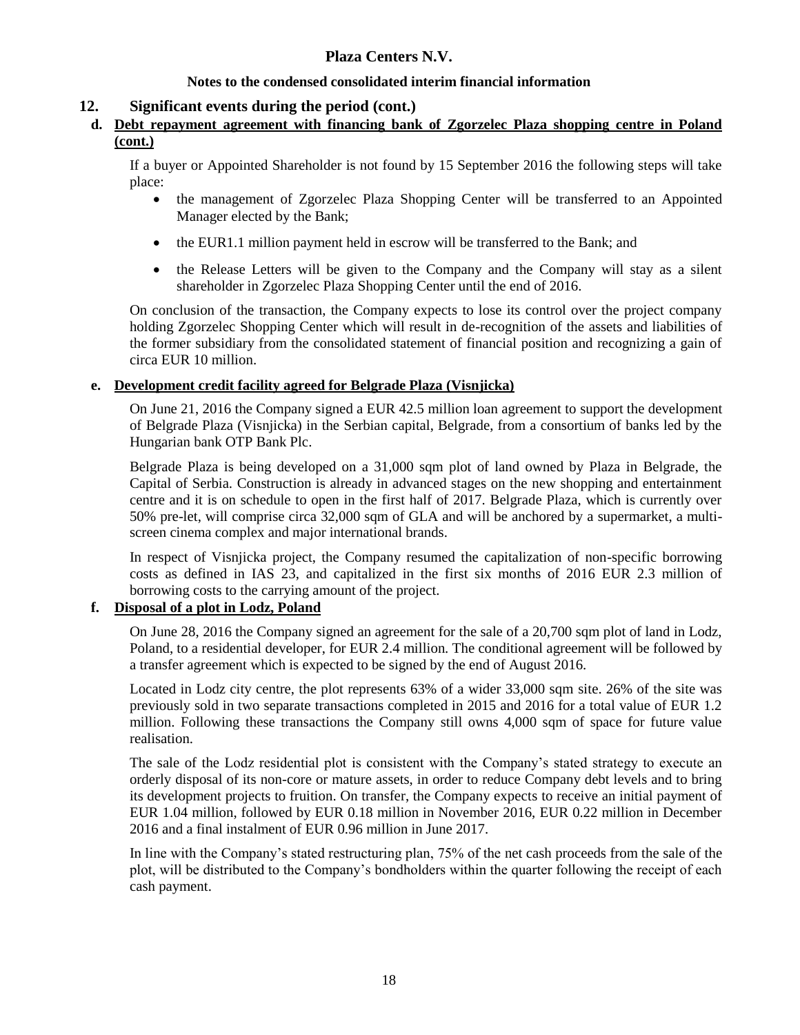**Plaza Centers N.V.**

**Notes to the condensed consolidated interim financial information**

## 12. Significant events during the period (cont.)

### d. Debt repayment agreement with financing bank of Zgorzelec Plaza shopping centre in Poland (cont.)

If a buyer or Appointed Shareholder is not found by 15 September 2016 the following steps will take place:

- the management of Zgorzelec Plaza Shopping Center will be transferred to an Appointed Manager elected by the Bank;
- the EUR1.1 million payment held in escrow will be transferred to the Bank; and
- the Release Letters will be given to the Company and the Company will stay as a silent shareholder in Zgorzelec Plaza Shopping Center until the end of 2016.

On conclusion of the transaction, the Company expects to lose its control over the project company holding Zgorzelec Shopping Center which will result in de-recognition of the assets and liabilities of the former subsidiary from the consolidated statement of financial position and recognizing a gain of circa EUR 10 million.

### e. Development credit facility agreed for Belgrade Plaza (Visnjicka)

On June 21, 2016 the Company signed a EUR 42.5 million loan agreement to support the development of Belgrade Plaza (Visnjicka) in the Serbian capital, Belgrade, from a consortium of banks led by the Hungarian bank OTP Bank Plc.

Belgrade Plaza is being developed on a 31,000 sqm plot of land owned by Plaza in Belgrade, the Capital of Serbia. Construction is already in advanced stages on the new shopping and entertainment centre and it is on schedule to open in the first half of 2017. Belgrade Plaza, which is currently over 50% pre-let, will comprise circa 32,000 sqm of GLA and will be anchored by a supermarket, a multi-screen cinema complex and major international brands.

In respect of Visnjicka project, the Company resumed the capitalization of non-specific borrowing costs as defined in IAS 23, and capitalized in the first six months of 2016 EUR 2.3 million of borrowing costs to the carrying amount of the project.

### f. Disposal of a plot in Lodz, Poland

On June 28, 2016 the Company signed an agreement for the sale of a 20,700 sqm plot of land in Lodz, Poland, to a residential developer, for EUR 2.4 million. The conditional agreement will be followed by a transfer agreement which is expected to be signed by the end of August 2016.

Located in Lodz city centre, the plot represents 63% of a wider 33,000 sqm site. 26% of the site was previously sold in two separate transactions completed in 2015 and 2016 for a total value of EUR 1.2 million. Following these transactions the Company still owns 4,000 sqm of space for future value realisation.

The sale of the Lodz residential plot is consistent with the Company's stated strategy to execute an orderly disposal of its non-core or mature assets, in order to reduce Company debt levels and to bring its development projects to fruition. On transfer, the Company expects to receive an initial payment of EUR 1.04 million, followed by EUR 0.18 million in November 2016, EUR 0.22 million in December 2016 and a final instalment of EUR 0.96 million in June 2017.

In line with the Company's stated restructuring plan, 75% of the net cash proceeds from the sale of the plot, will be distributed to the Company's bondholders within the quarter following the receipt of each cash payment.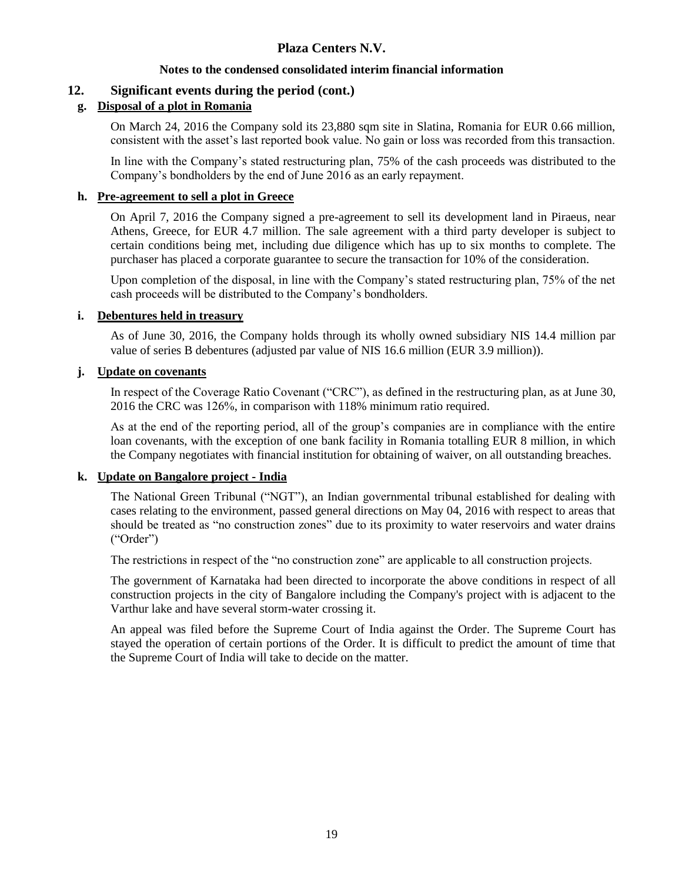**Plaza Centers N.V.**

**Notes to the condensed consolidated interim financial information**

## 12. Significant events during the period (cont.)

### g. Disposal of a plot in Romania

On March 24, 2016 the Company sold its 23,880 sqm site in Slatina, Romania for EUR 0.66 million, consistent with the asset's last reported book value. No gain or loss was recorded from this transaction.

In line with the Company's stated restructuring plan, 75% of the cash proceeds was distributed to the Company's bondholders by the end of June 2016 as an early repayment.

### h. Pre-agreement to sell a plot in Greece

On April 7, 2016 the Company signed a pre-agreement to sell its development land in Piraeus, near Athens, Greece, for EUR 4.7 million. The sale agreement with a third party developer is subject to certain conditions being met, including due diligence which has up to six months to complete. The purchaser has placed a corporate guarantee to secure the transaction for 10% of the consideration.

Upon completion of the disposal, in line with the Company's stated restructuring plan, 75% of the net cash proceeds will be distributed to the Company's bondholders.

### i. Debentures held in treasury

As of June 30, 2016, the Company holds through its wholly owned subsidiary NIS 14.4 million par value of series B debentures (adjusted par value of NIS 16.6 million (EUR 3.9 million)).

### j. Update on covenants

In respect of the Coverage Ratio Covenant ("CRC"), as defined in the restructuring plan, as at June 30, 2016 the CRC was 126%, in comparison with 118% minimum ratio required.

As at the end of the reporting period, all of the group's companies are in compliance with the entire loan covenants, with the exception of one bank facility in Romania totalling EUR 8 million, in which the Company negotiates with financial institution for obtaining of waiver, on all outstanding breaches.

### k. Update on Bangalore project - India

The National Green Tribunal ("NGT"), an Indian governmental tribunal established for dealing with cases relating to the environment, passed general directions on May 04, 2016 with respect to areas that should be treated as "no construction zones" due to its proximity to water reservoirs and water drains ("Order")

The restrictions in respect of the "no construction zone" are applicable to all construction projects.

The government of Karnataka had been directed to incorporate the above conditions in respect of all construction projects in the city of Bangalore including the Company's project with is adjacent to the Varthur lake and have several storm-water crossing it.

An appeal was filed before the Supreme Court of India against the Order. The Supreme Court has stayed the operation of certain portions of the Order. It is difficult to predict the amount of time that the Supreme Court of India will take to decide on the matter.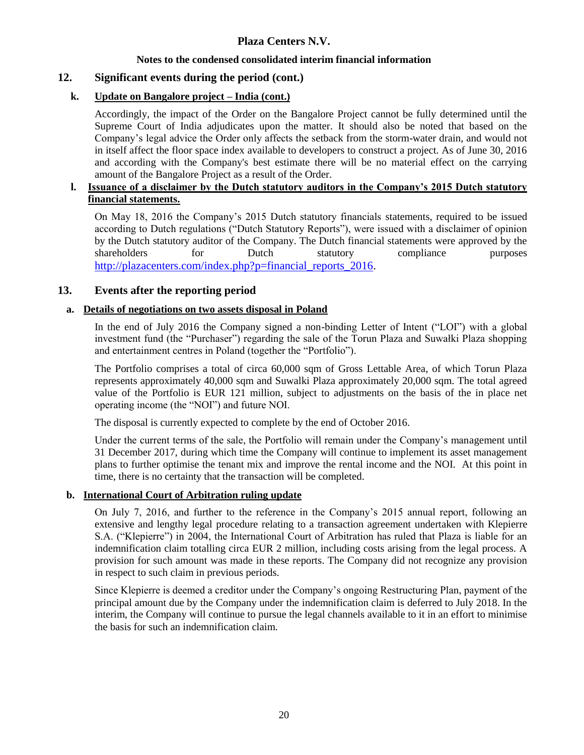## 12. Significant events during the period (cont.)

### k. Update on Bangalore project – India (cont.)

Accordingly, the impact of the Order on the Bangalore Project cannot be fully determined until the Supreme Court of India adjudicates upon the matter. It should also be noted that based on the Company's legal advice the Order only affects the setback from the storm-water drain, and would not in itself affect the floor space index available to developers to construct a project. As of June 30, 2016 and according with the Company's best estimate there will be no material effect on the carrying amount of the Bangalore Project as a result of the Order.

### l. Issuance of a disclaimer by the Dutch statutory auditors in the Company's 2015 Dutch statutory financial statements.

On May 18, 2016 the Company's 2015 Dutch statutory financials statements, required to be issued according to Dutch regulations ("Dutch Statutory Reports"), were issued with a disclaimer of opinion by the Dutch statutory auditor of the Company. The Dutch financial statements were approved by the shareholders for Dutch statutory compliance purposes http://plazacenters.com/index.php?p=financial_reports_2016.

## 13. Events after the reporting period

### a. Details of negotiations on two assets disposal in Poland

In the end of July 2016 the Company signed a non-binding Letter of Intent ("LOI") with a global investment fund (the "Purchaser") regarding the sale of the Torun Plaza and Suwałki Plaza shopping and entertainment centres in Poland (together the "Portfolio").

The Portfolio comprises a total of circa 60,000 sqm of Gross Lettable Area, of which Torun Plaza represents approximately 40,000 sqm and Suwalki Plaza approximately 20,000 sqm. The total agreed value of the Portfolio is EUR 121 million, subject to adjustments on the basis of the in place net operating income (the "NOI") and future NOI.

The disposal is currently expected to complete by the end of October 2016.

Under the current terms of the sale, the Portfolio will remain under the Company's management until 31 December 2017, during which time the Company will continue to implement its asset management plans to further optimise the tenant mix and improve the rental income and the NOI. At this point in time, there is no certainty that the transaction will be completed.

### b. International Court of Arbitration ruling update

On July 7, 2016, and further to the reference in the Company's 2015 annual report, following an extensive and lengthy legal procedure relating to a transaction agreement undertaken with Klepierre S.A. ("Klepierre") in 2004, the International Court of Arbitration has ruled that Plaza is liable for an indemnification claim totalling circa EUR 2 million, including costs arising from the legal process. A provision for such amount was made in these reports. The Company did not recognize any provision in respect to such claim in previous periods.

Since Klepierre is deemed a creditor under the Company's ongoing Restructuring Plan, payment of the principal amount due by the Company under the indemnification claim is deferred to July 2018. In the interim, the Company will continue to pursue the legal channels available to it in an effort to minimise the basis for such an indemnification claim.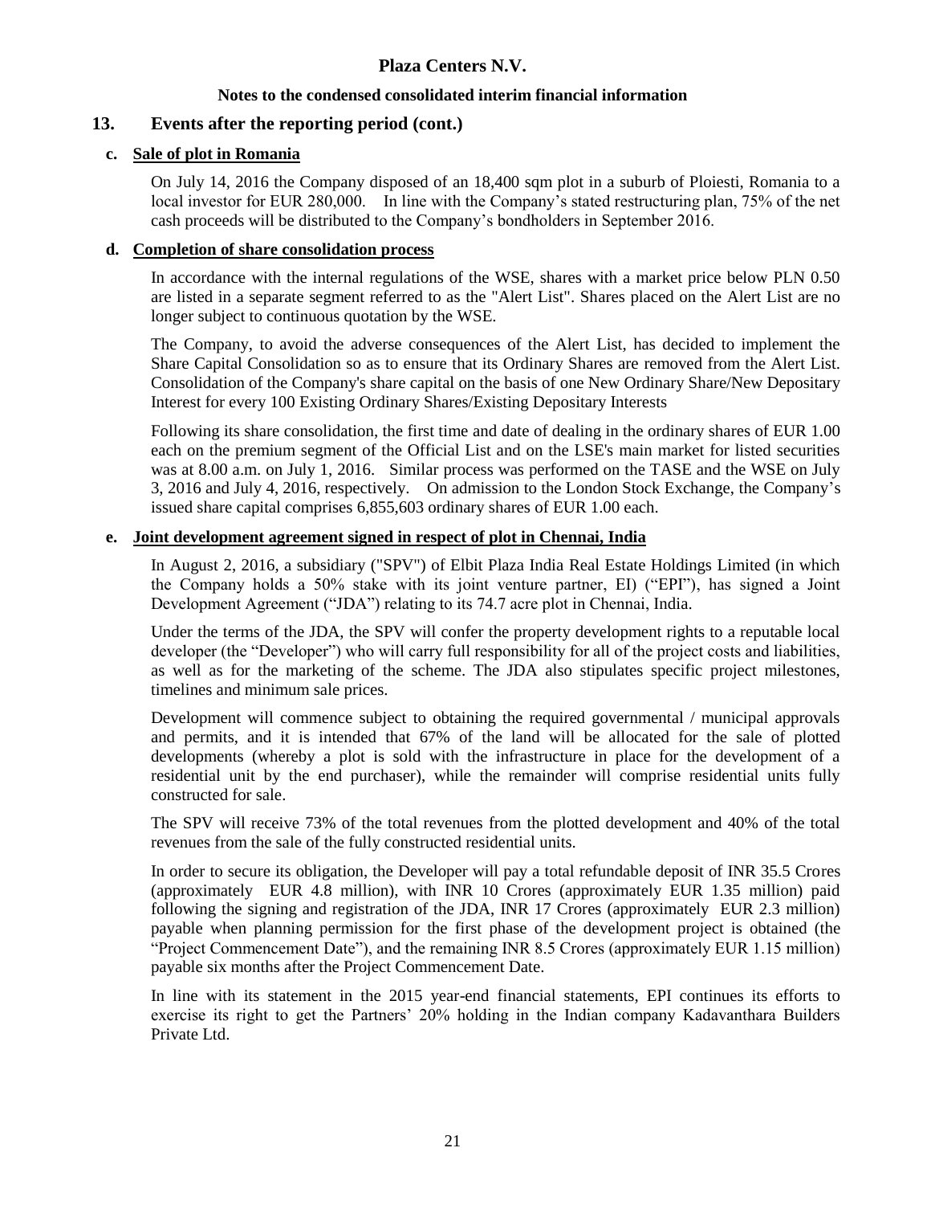**Plaza Centers N.V.**

**Notes to the condensed consolidated interim financial information**

## 13. Events after the reporting period (cont.)

### c. Sale of plot in Romania

On July 14, 2016 the Company disposed of an 18,400 sqm plot in a suburb of Ploiesti, Romania to a local investor for EUR 280,000. In line with the Company's stated restructuring plan, 75% of the net cash proceeds will be distributed to the Company's bondholders in September 2016.

### d. Completion of share consolidation process

In accordance with the internal regulations of the WSE, shares with a market price below PLN 0.50 are listed in a separate segment referred to as the "Alert List". Shares placed on the Alert List are no longer subject to continuous quotation by the WSE.

The Company, to avoid the adverse consequences of the Alert List, has decided to implement the Share Capital Consolidation so as to ensure that its Ordinary Shares are removed from the Alert List. Consolidation of the Company's share capital on the basis of one New Ordinary Share/New Depositary Interest for every 100 Existing Ordinary Shares/Existing Depositary Interests

Following its share consolidation, the first time and date of dealing in the ordinary shares of EUR 1.00 each on the premium segment of the Official List and on the LSE's main market for listed securities was at 8.00 a.m. on July 1, 2016. Similar process was performed on the TASE and the WSE on July 3, 2016 and July 4, 2016, respectively. On admission to the London Stock Exchange, the Company's issued share capital comprises 6,855,603 ordinary shares of EUR 1.00 each.

### e. Joint development agreement signed in respect of plot in Chennai, India

In August 2, 2016, a subsidiary ("SPV") of Elbit Plaza India Real Estate Holdings Limited (in which the Company holds a 50% stake with its joint venture partner, EI) ("EPI"), has signed a Joint Development Agreement ("JDA") relating to its 74.7 acre plot in Chennai, India.

Under the terms of the JDA, the SPV will confer the property development rights to a reputable local developer (the "Developer") who will carry full responsibility for all of the project costs and liabilities, as well as for the marketing of the scheme. The JDA also stipulates specific project milestones, timelines and minimum sale prices.

Development will commence subject to obtaining the required governmental / municipal approvals and permits, and it is intended that 67% of the land will be allocated for the sale of plotted developments (whereby a plot is sold with the infrastructure in place for the development of a residential unit by the end purchaser), while the remainder will comprise residential units fully constructed for sale.

The SPV will receive 73% of the total revenues from the plotted development and 40% of the total revenues from the sale of the fully constructed residential units.

In order to secure its obligation, the Developer will pay a total refundable deposit of INR 35.5 Crores (approximately EUR 4.8 million), with INR 10 Crores (approximately EUR 1.35 million) paid following the signing and registration of the JDA, INR 17 Crores (approximately EUR 2.3 million) payable when planning permission for the first phase of the development project is obtained (the "Project Commencement Date"), and the remaining INR 8.5 Crores (approximately EUR 1.15 million) payable six months after the Project Commencement Date.

In line with its statement in the 2015 year-end financial statements, EPI continues its efforts to exercise its right to get the Partners' 20% holding in the Indian company Kadavanthara Builders Private Ltd.